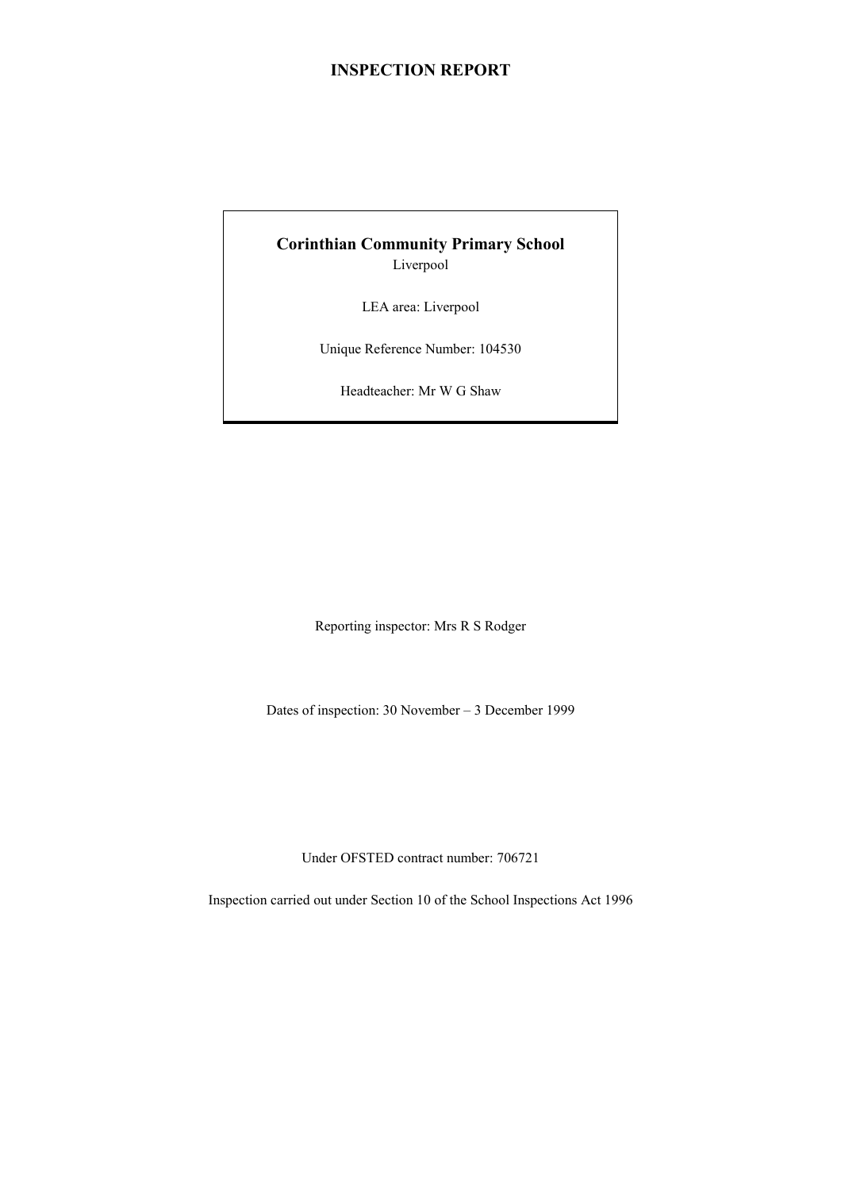# INSPECTION REPORT

**Corinthian Community Primary School**

Liverpool

LEA area: Liverpool

Unique Reference Number: 104530

Headteacher: Mr W G Shaw

Reporting inspector: Mrs R S Rodger

Dates of inspection: 30 November – 3 December 1999

Under OFSTED contract number: 706721

Inspection carried out under Section 10 of the School Inspections Act 1996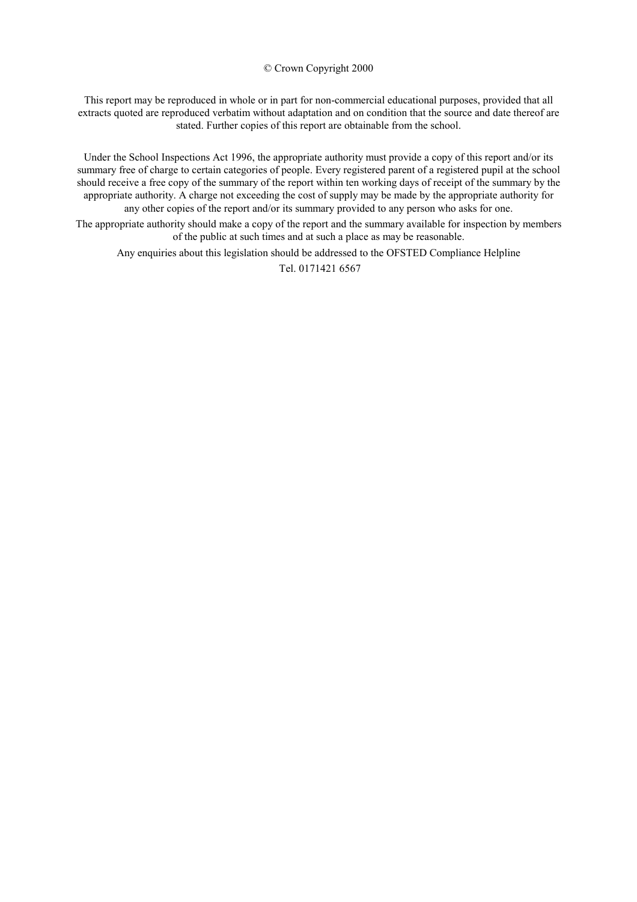© Crown Copyright 2000

This report may be reproduced in whole or in part for non-commercial educational purposes, provided that all extracts quoted are reproduced verbatim without adaptation and on condition that the source and date thereof are stated. Further copies of this report are obtainable from the school.

Under the School Inspections Act 1996, the appropriate authority must provide a copy of this report and/or its summary free of charge to certain categories of people. Every registered parent of a registered pupil at the school should receive a free copy of the summary of the report within ten working days of receipt of the summary by the appropriate authority. A charge not exceeding the cost of supply may be made by the appropriate authority for any other copies of the report and/or its summary provided to any person who asks for one.

The appropriate authority should make a copy of the report and the summary available for inspection by members of the public at such times and at such a place as may be reasonable.

Any enquiries about this legislation should be addressed to the OFSTED Compliance Helpline

Tel. 0171421 6567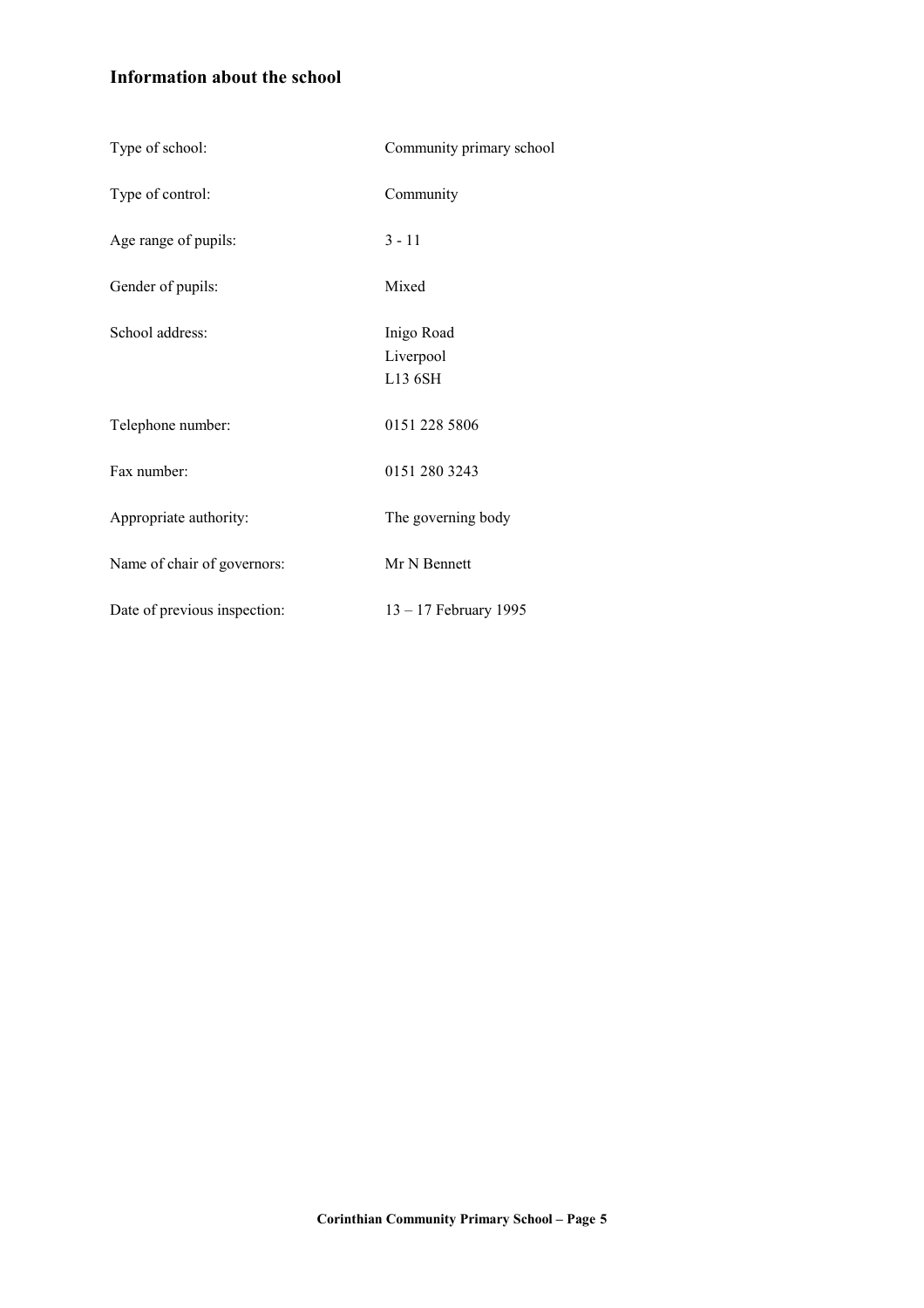## Information about the school

| | |
|---|---|
| Type of school: | Community primary school |
| Type of control: | Community |
| Age range of pupils: | 3 - 11 |
| Gender of pupils: | Mixed |
| School address: | Inigo Road<br>Liverpool<br>L13 6SH |
| Telephone number: | 0151 228 5806 |
| Fax number: | 0151 280 3243 |
| Appropriate authority: | The governing body |
| Name of chair of governors: | Mr N Bennett |
| Date of previous inspection: | 13 – 17 February 1995 |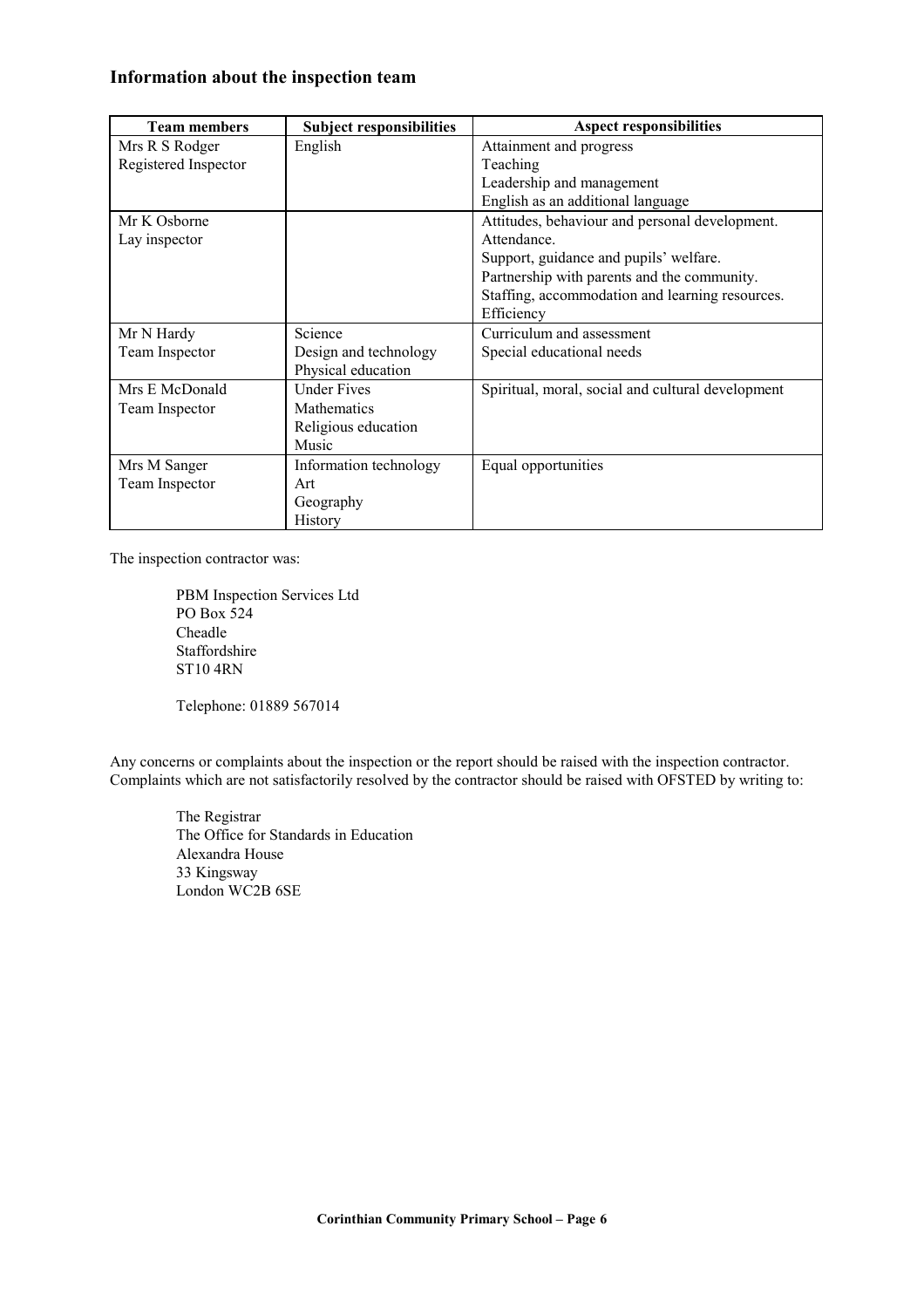## Information about the inspection team

| Team members | Subject responsibilities | Aspect responsibilities |
|---|---|---|
| Mrs R S Rodger<br>Registered Inspector | English | Attainment and progress<br>Teaching<br>Leadership and management<br>English as an additional language |
| Mr K Osborne<br>Lay inspector | | Attitudes, behaviour and personal development.<br>Attendance.<br>Support, guidance and pupils' welfare.<br>Partnership with parents and the community.<br>Staffing, accommodation and learning resources.<br>Efficiency |
| Mr N Hardy<br>Team Inspector | Science<br>Design and technology<br>Physical education | Curriculum and assessment<br>Special educational needs |
| Mrs E McDonald<br>Team Inspector | Under Fives<br>Mathematics<br>Religious education<br>Music | Spiritual, moral, social and cultural development |
| Mrs M Sanger<br>Team Inspector | Information technology<br>Art<br>Geography<br>History | Equal opportunities |

The inspection contractor was:

PBM Inspection Services Ltd
PO Box 524
Cheadle
Staffordshire
ST10 4RN

Telephone: 01889 567014

Any concerns or complaints about the inspection or the report should be raised with the inspection contractor. Complaints which are not satisfactorily resolved by the contractor should be raised with OFSTED by writing to:

The Registrar
The Office for Standards in Education
Alexandra House
33 Kingsway
London WC2B 6SE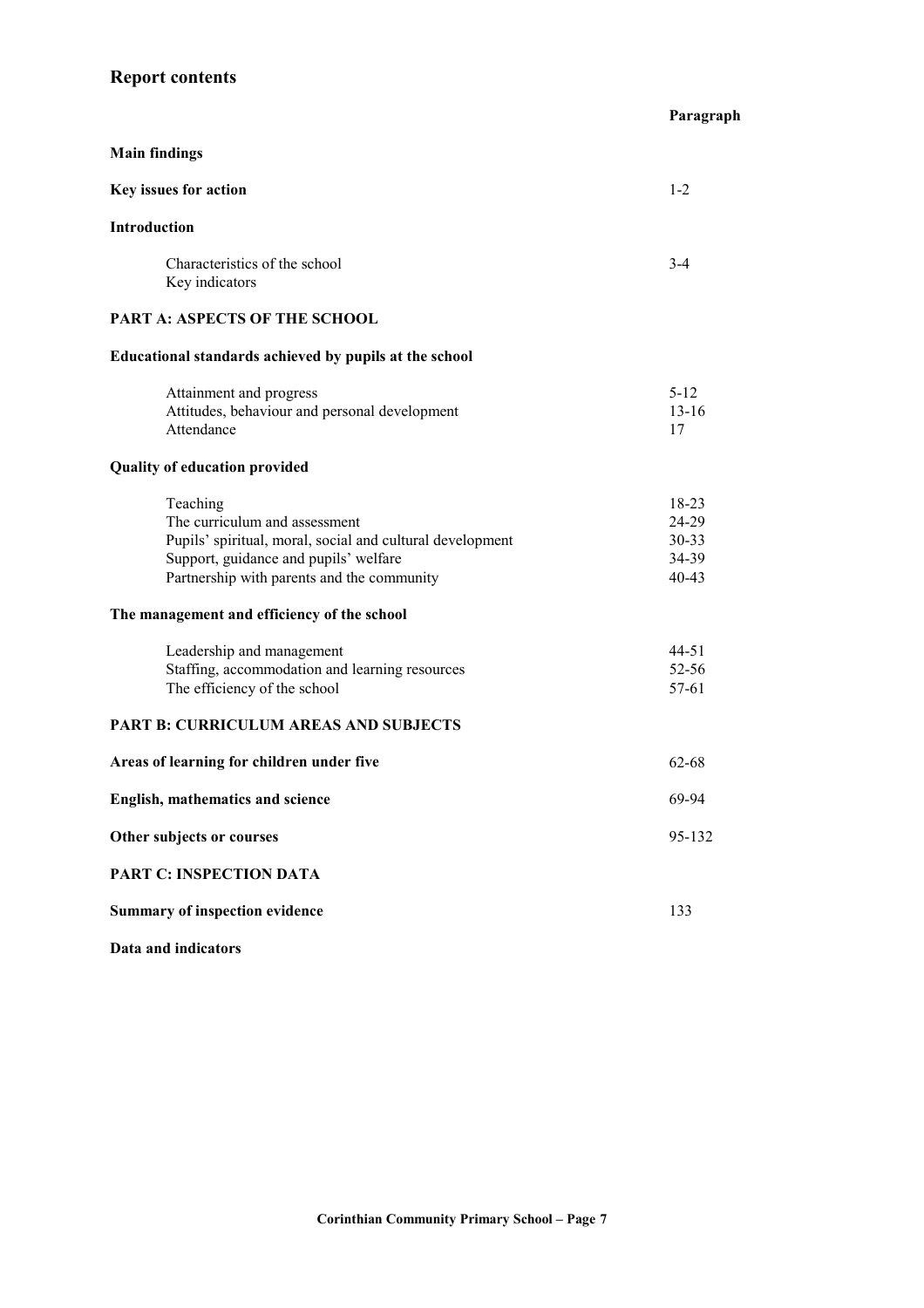## Report contents

| | Paragraph |
|---|---|
| **Main findings** | |
| **Key issues for action** | 1-2 |
| **Introduction** | |
| Characteristics of the school | 3-4 |
| Key indicators | |
| **PART A: ASPECTS OF THE SCHOOL** | |
| **Educational standards achieved by pupils at the school** | |
| Attainment and progress | 5-12 |
| Attitudes, behaviour and personal development | 13-16 |
| Attendance | 17 |
| **Quality of education provided** | |
| Teaching | 18-23 |
| The curriculum and assessment | 24-29 |
| Pupils' spiritual, moral, social and cultural development | 30-33 |
| Support, guidance and pupils' welfare | 34-39 |
| Partnership with parents and the community | 40-43 |
| **The management and efficiency of the school** | |
| Leadership and management | 44-51 |
| Staffing, accommodation and learning resources | 52-56 |
| The efficiency of the school | 57-61 |
| **PART B: CURRICULUM AREAS AND SUBJECTS** | |
| **Areas of learning for children under five** | 62-68 |
| **English, mathematics and science** | 69-94 |
| **Other subjects or courses** | 95-132 |
| **PART C: INSPECTION DATA** | |
| **Summary of inspection evidence** | 133 |
| **Data and indicators** | |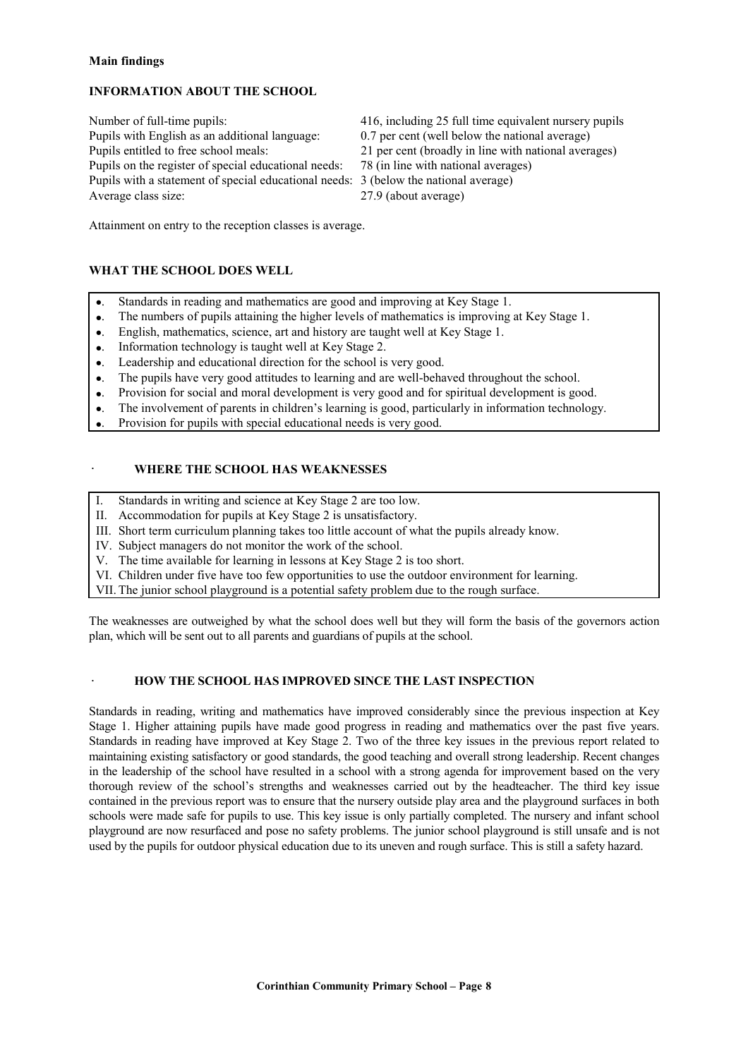**Main findings**

## INFORMATION ABOUT THE SCHOOL

| | |
|---|---|
| Number of full-time pupils: | 416, including 25 full time equivalent nursery pupils |
| Pupils with English as an additional language: | 0.7 per cent (well below the national average) |
| Pupils entitled to free school meals: | 21 per cent (broadly in line with national averages) |
| Pupils on the register of special educational needs: | 78 (in line with national averages) |
| Pupils with a statement of special educational needs: | 3 (below the national average) |
| Average class size: | 27.9 (about average) |

Attainment on entry to the reception classes is average.

## WHAT THE SCHOOL DOES WELL

- Standards in reading and mathematics are good and improving at Key Stage 1.
- The numbers of pupils attaining the higher levels of mathematics is improving at Key Stage 1.
- English, mathematics, science, art and history are taught well at Key Stage 1.
- Information technology is taught well at Key Stage 2.
- Leadership and educational direction for the school is very good.
- The pupils have very good attitudes to learning and are well-behaved throughout the school.
- Provision for social and moral development is very good and for spiritual development is good.
- The involvement of parents in children's learning is good, particularly in information technology.
- Provision for pupils with special educational needs is very good.

## WHERE THE SCHOOL HAS WEAKNESSES

I. Standards in writing and science at Key Stage 2 are too low.
II. Accommodation for pupils at Key Stage 2 is unsatisfactory.
III. Short term curriculum planning takes too little account of what the pupils already know.
IV. Subject managers do not monitor the work of the school.
V. The time available for learning in lessons at Key Stage 2 is too short.
VI. Children under five have too few opportunities to use the outdoor environment for learning.
VII. The junior school playground is a potential safety problem due to the rough surface.

The weaknesses are outweighed by what the school does well but they will form the basis of the governors action plan, which will be sent out to all parents and guardians of pupils at the school.

## HOW THE SCHOOL HAS IMPROVED SINCE THE LAST INSPECTION

Standards in reading, writing and mathematics have improved considerably since the previous inspection at Key Stage 1. Higher attaining pupils have made good progress in reading and mathematics over the past five years. Standards in reading have improved at Key Stage 2. Two of the three key issues in the previous report related to maintaining existing satisfactory or good standards, the good teaching and overall strong leadership. Recent changes in the leadership of the school have resulted in a school with a strong agenda for improvement based on the very thorough review of the school's strengths and weaknesses carried out by the headteacher. The third key issue contained in the previous report was to ensure that the nursery outside play area and the playground surfaces in both schools were made safe for pupils to use. This key issue is only partially completed. The nursery and infant school playground are now resurfaced and pose no safety problems. The junior school playground is still unsafe and is not used by the pupils for outdoor physical education due to its uneven and rough surface. This is still a safety hazard.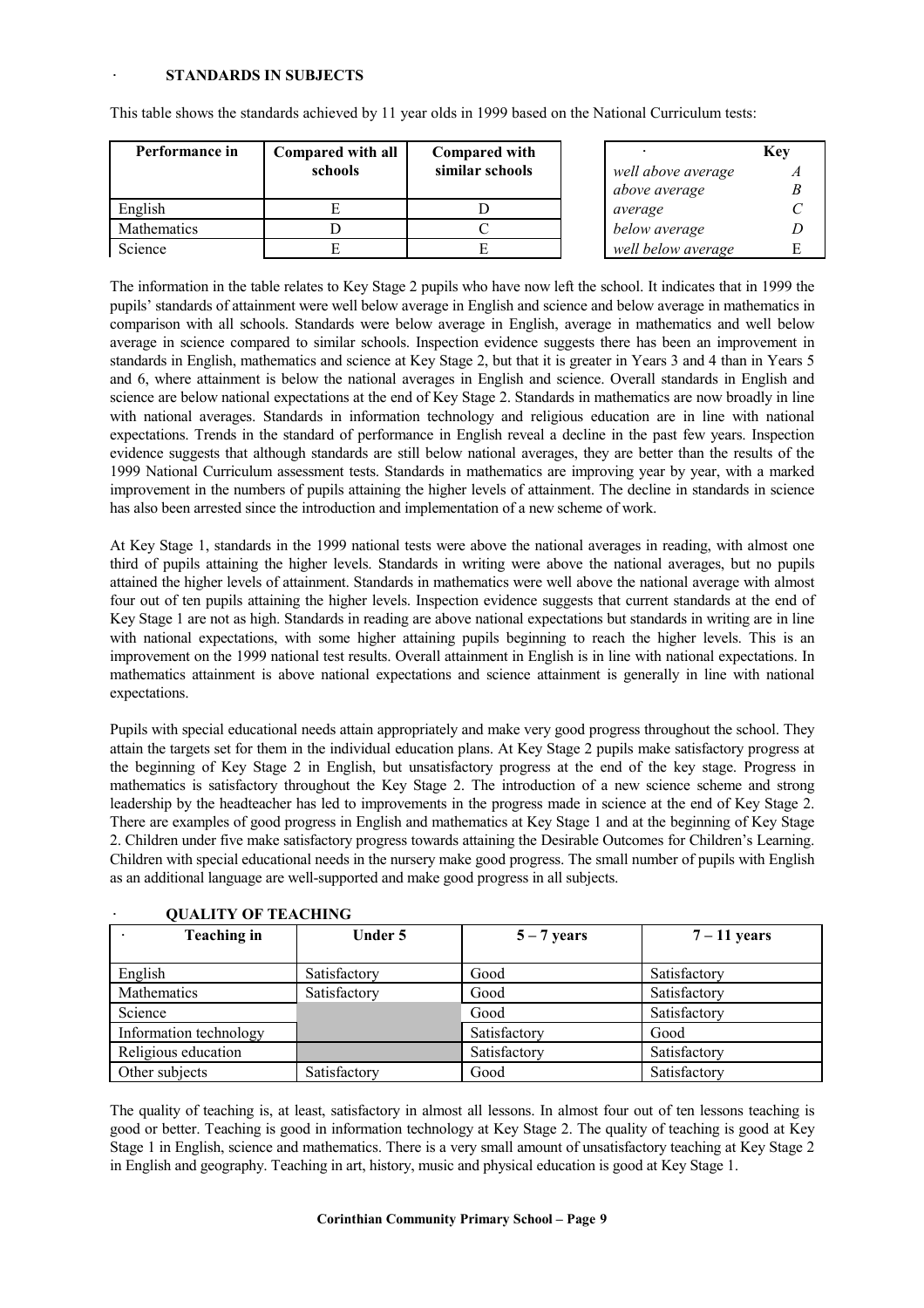### STANDARDS IN SUBJECTS

This table shows the standards achieved by 11 year olds in 1999 based on the National Curriculum tests:

| Performance in | Compared with all schools | Compared with similar schools |
|---|---|---|
| English | E | D |
| Mathematics | D | C |
| Science | E | E |

| | Key |
|---|---|
| *well above average* | *A* |
| *above average* | *B* |
| *average* | *C* |
| *below average* | *D* |
| *well below average* | E |

The information in the table relates to Key Stage 2 pupils who have now left the school. It indicates that in 1999 the pupils' standards of attainment were well below average in English and science and below average in mathematics in comparison with all schools. Standards were below average in English, average in mathematics and well below average in science compared to similar schools. Inspection evidence suggests there has been an improvement in standards in English, mathematics and science at Key Stage 2, but that it is greater in Years 3 and 4 than in Years 5 and 6, where attainment is below the national averages in English and science. Overall standards in English and science are below national expectations at the end of Key Stage 2. Standards in mathematics are now broadly in line with national averages. Standards in information technology and religious education are in line with national expectations. Trends in the standard of performance in English reveal a decline in the past few years. Inspection evidence suggests that although standards are still below national averages, they are better than the results of the 1999 National Curriculum assessment tests. Standards in mathematics are improving year by year, with a marked improvement in the numbers of pupils attaining the higher levels of attainment. The decline in standards in science has also been arrested since the introduction and implementation of a new scheme of work.

At Key Stage 1, standards in the 1999 national tests were above the national averages in reading, with almost one third of pupils attaining the higher levels. Standards in writing were above the national averages, but no pupils attained the higher levels of attainment. Standards in mathematics were well above the national average with almost four out of ten pupils attaining the higher levels. Inspection evidence suggests that current standards at the end of Key Stage 1 are not as high. Standards in reading are above national expectations but standards in writing are in line with national expectations, with some higher attaining pupils beginning to reach the higher levels. This is an improvement on the 1999 national test results. Overall attainment in English is in line with national expectations. In mathematics attainment is above national expectations and science attainment is generally in line with national expectations.

Pupils with special educational needs attain appropriately and make very good progress throughout the school. They attain the targets set for them in the individual education plans. At Key Stage 2 pupils make satisfactory progress at the beginning of Key Stage 2 in English, but unsatisfactory progress at the end of the key stage. Progress in mathematics is satisfactory throughout the Key Stage 2. The introduction of a new science scheme and strong leadership by the headteacher has led to improvements in the progress made in science at the end of Key Stage 2. There are examples of good progress in English and mathematics at Key Stage 1 and at the beginning of Key Stage 2. Children under five make satisfactory progress towards attaining the Desirable Outcomes for Children's Learning. Children with special educational needs in the nursery make good progress. The small number of pupils with English as an additional language are well-supported and make good progress in all subjects.

### QUALITY OF TEACHING

| Teaching in | Under 5 | 5 – 7 years | 7 – 11 years |
|---|---|---|---|
| English | Satisfactory | Good | Satisfactory |
| Mathematics | Satisfactory | Good | Satisfactory |
| Science | | Good | Satisfactory |
| Information technology | | Satisfactory | Good |
| Religious education | | Satisfactory | Satisfactory |
| Other subjects | Satisfactory | Good | Satisfactory |

The quality of teaching is, at least, satisfactory in almost all lessons. In almost four out of ten lessons teaching is good or better. Teaching is good in information technology at Key Stage 2. The quality of teaching is good at Key Stage 1 in English, science and mathematics. There is a very small amount of unsatisfactory teaching at Key Stage 2 in English and geography. Teaching in art, history, music and physical education is good at Key Stage 1.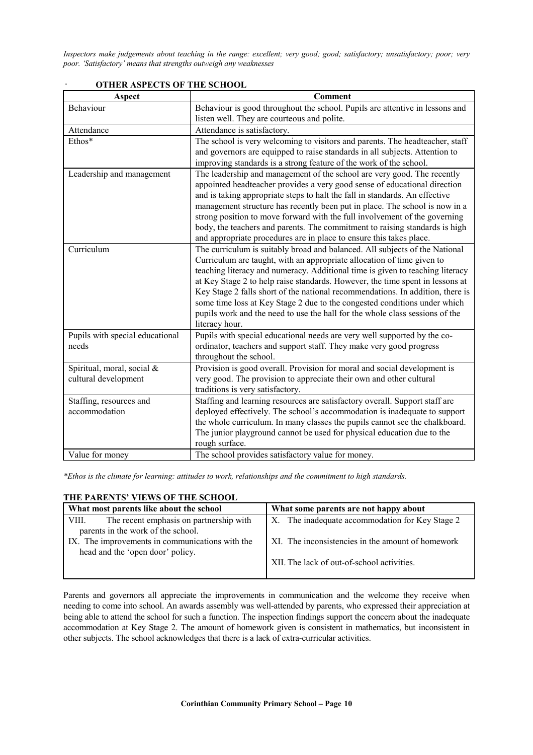*Inspectors make judgements about teaching in the range: excellent; very good; good; satisfactory; unsatisfactory; poor; very poor. 'Satisfactory' means that strengths outweigh any weaknesses*

## OTHER ASPECTS OF THE SCHOOL

| Aspect | Comment |
|---|---|
| Behaviour | Behaviour is good throughout the school. Pupils are attentive in lessons and listen well. They are courteous and polite. |
| Attendance | Attendance is satisfactory. |
| Ethos* | The school is very welcoming to visitors and parents. The headteacher, staff and governors are equipped to raise standards in all subjects. Attention to improving standards is a strong feature of the work of the school. |
| Leadership and management | The leadership and management of the school are very good. The recently appointed headteacher provides a very good sense of educational direction and is taking appropriate steps to halt the fall in standards. An effective management structure has recently been put in place. The school is now in a strong position to move forward with the full involvement of the governing body, the teachers and parents. The commitment to raising standards is high and appropriate procedures are in place to ensure this takes place. |
| Curriculum | The curriculum is suitably broad and balanced. All subjects of the National Curriculum are taught, with an appropriate allocation of time given to teaching literacy and numeracy. Additional time is given to teaching literacy at Key Stage 2 to help raise standards. However, the time spent in lessons at Key Stage 2 falls short of the national recommendations. In addition, there is some time loss at Key Stage 2 due to the congested conditions under which pupils work and the need to use the hall for the whole class sessions of the literacy hour. |
| Pupils with special educational needs | Pupils with special educational needs are very well supported by the co-ordinator, teachers and support staff. They make very good progress throughout the school. |
| Spiritual, moral, social & cultural development | Provision is good overall. Provision for moral and social development is very good. The provision to appreciate their own and other cultural traditions is very satisfactory. |
| Staffing, resources and accommodation | Staffing and learning resources are satisfactory overall. Support staff are deployed effectively. The school's accommodation is inadequate to support the whole curriculum. In many classes the pupils cannot see the chalkboard. The junior playground cannot be used for physical education due to the rough surface. |
| Value for money | The school provides satisfactory value for money. |

*\*Ethos is the climate for learning: attitudes to work, relationships and the commitment to high standards.*

## THE PARENTS' VIEWS OF THE SCHOOL

| What most parents like about the school | What some parents are not happy about |
|---|---|
| VIII. The recent emphasis on partnership with parents in the work of the school.<br>IX. The improvements in communications with the head and the 'open door' policy. | X. The inadequate accommodation for Key Stage 2<br>XI. The inconsistencies in the amount of homework<br>XII. The lack of out-of-school activities. |

Parents and governors all appreciate the improvements in communication and the welcome they receive when needing to come into school. An awards assembly was well-attended by parents, who expressed their appreciation at being able to attend the school for such a function. The inspection findings support the concern about the inadequate accommodation at Key Stage 2. The amount of homework given is consistent in mathematics, but inconsistent in other subjects. The school acknowledges that there is a lack of extra-curricular activities.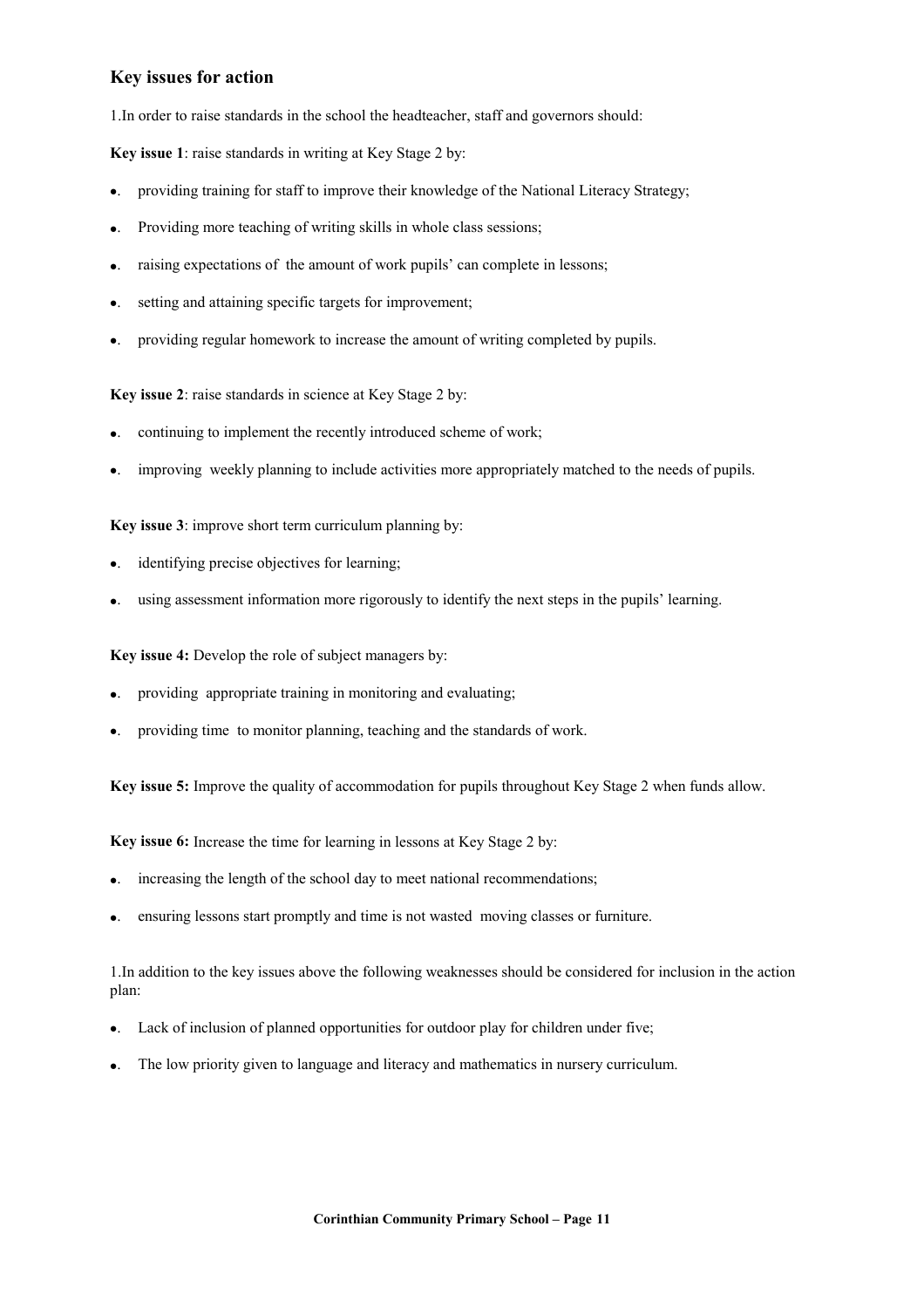## Key issues for action

1.In order to raise standards in the school the headteacher, staff and governors should:

**Key issue 1**: raise standards in writing at Key Stage 2 by:

- providing training for staff to improve their knowledge of the National Literacy Strategy;
- Providing more teaching of writing skills in whole class sessions;
- raising expectations of the amount of work pupils' can complete in lessons;
- setting and attaining specific targets for improvement;
- providing regular homework to increase the amount of writing completed by pupils.

**Key issue 2**: raise standards in science at Key Stage 2 by:

- continuing to implement the recently introduced scheme of work;
- improving weekly planning to include activities more appropriately matched to the needs of pupils.

**Key issue 3**: improve short term curriculum planning by:

- identifying precise objectives for learning;
- using assessment information more rigorously to identify the next steps in the pupils' learning.

**Key issue 4:** Develop the role of subject managers by:

- providing appropriate training in monitoring and evaluating;
- providing time to monitor planning, teaching and the standards of work.

**Key issue 5:** Improve the quality of accommodation for pupils throughout Key Stage 2 when funds allow.

**Key issue 6:** Increase the time for learning in lessons at Key Stage 2 by:

- increasing the length of the school day to meet national recommendations;
- ensuring lessons start promptly and time is not wasted moving classes or furniture.

1.In addition to the key issues above the following weaknesses should be considered for inclusion in the action plan:

- Lack of inclusion of planned opportunities for outdoor play for children under five;
- The low priority given to language and literacy and mathematics in nursery curriculum.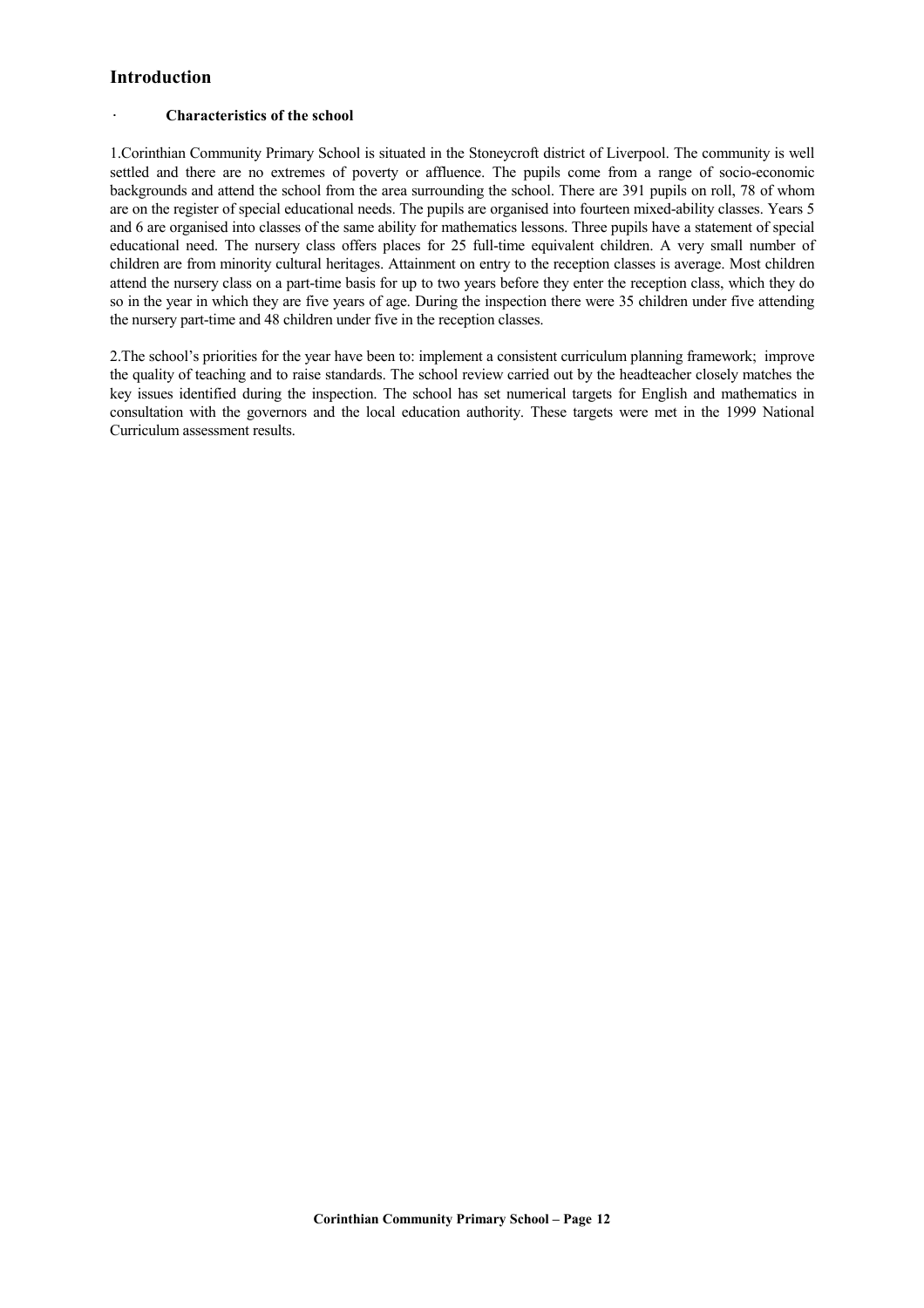## Introduction

- **Characteristics of the school**

1.Corinthian Community Primary School is situated in the Stoneycroft district of Liverpool. The community is well settled and there are no extremes of poverty or affluence. The pupils come from a range of socio-economic backgrounds and attend the school from the area surrounding the school. There are 391 pupils on roll, 78 of whom are on the register of special educational needs. The pupils are organised into fourteen mixed-ability classes. Years 5 and 6 are organised into classes of the same ability for mathematics lessons. Three pupils have a statement of special educational need. The nursery class offers places for 25 full-time equivalent children. A very small number of children are from minority cultural heritages. Attainment on entry to the reception classes is average. Most children attend the nursery class on a part-time basis for up to two years before they enter the reception class, which they do so in the year in which they are five years of age. During the inspection there were 35 children under five attending the nursery part-time and 48 children under five in the reception classes.

2.The school's priorities for the year have been to: implement a consistent curriculum planning framework; improve the quality of teaching and to raise standards. The school review carried out by the headteacher closely matches the key issues identified during the inspection. The school has set numerical targets for English and mathematics in consultation with the governors and the local education authority. These targets were met in the 1999 National Curriculum assessment results.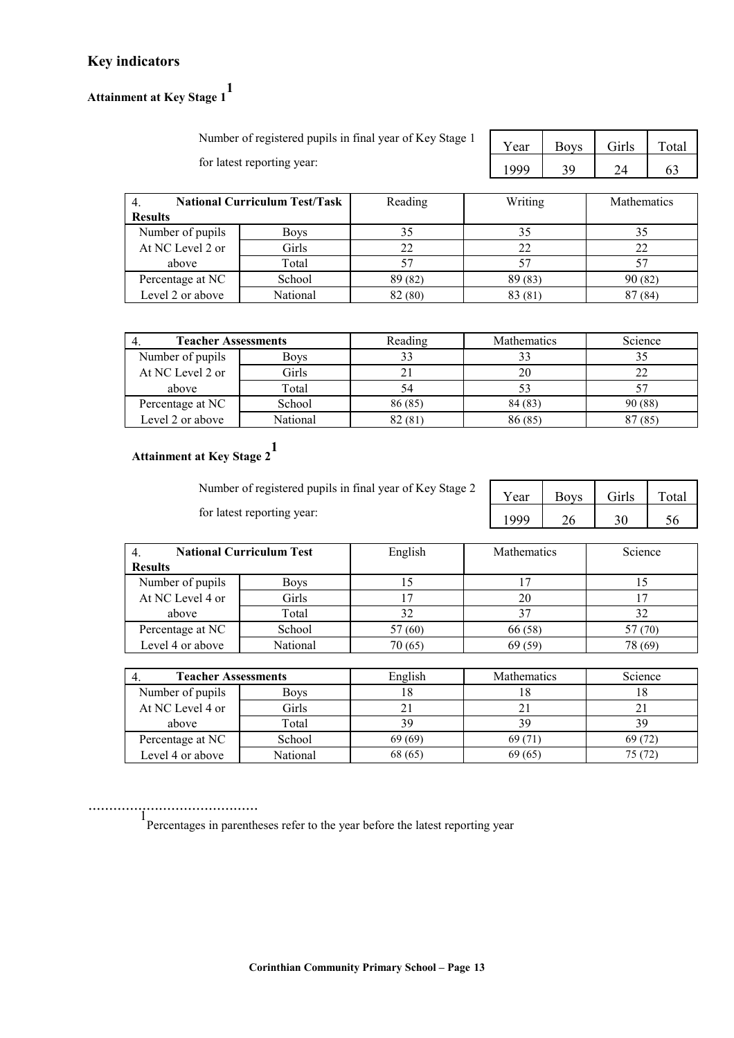## Key indicators

### Attainment at Key Stage 1[1]

Number of registered pupils in final year of Key Stage 1 for latest reporting year:

| Year | Boys | Girls | Total |
|---|---|---|---|
| 1999 | 39 | 24 | 63 |

| 4. National Curriculum Test/Task Results | | Reading | Writing | Mathematics |
|---|---|---|---|---|
| Number of pupils At NC Level 2 or above | Boys | 35 | 35 | 35 |
| | Girls | 22 | 22 | 22 |
| | Total | 57 | 57 | 57 |
| Percentage at NC Level 2 or above | School | 89 (82) | 89 (83) | 90 (82) |
| | National | 82 (80) | 83 (81) | 87 (84) |

| 4. Teacher Assessments | | Reading | Mathematics | Science |
|---|---|---|---|---|
| Number of pupils At NC Level 2 or above | Boys | 33 | 33 | 35 |
| | Girls | 21 | 20 | 22 |
| | Total | 54 | 53 | 57 |
| Percentage at NC Level 2 or above | School | 86 (85) | 84 (83) | 90 (88) |
| | National | 82 (81) | 86 (85) | 87 (85) |

### Attainment at Key Stage 2[1]

Number of registered pupils in final year of Key Stage 2 for latest reporting year:

| Year | Boys | Girls | Total |
|---|---|---|---|
| 1999 | 26 | 30 | 56 |

| 4. National Curriculum Test Results | | English | Mathematics | Science |
|---|---|---|---|---|
| Number of pupils At NC Level 4 or above | Boys | 15 | 17 | 15 |
| | Girls | 17 | 20 | 17 |
| | Total | 32 | 37 | 32 |
| Percentage at NC Level 4 or above | School | 57 (60) | 66 (58) | 57 (70) |
| | National | 70 (65) | 69 (59) | 78 (69) |

| 4. Teacher Assessments | | English | Mathematics | Science |
|---|---|---|---|---|
| Number of pupils At NC Level 4 or above | Boys | 18 | 18 | 18 |
| | Girls | 21 | 21 | 21 |
| | Total | 39 | 39 | 39 |
| Percentage at NC Level 4 or above | School | 69 (69) | 69 (71) | 69 (72) |
| | National | 68 (65) | 69 (65) | 75 (72) |

.........................................

[1] Percentages in parentheses refer to the year before the latest reporting year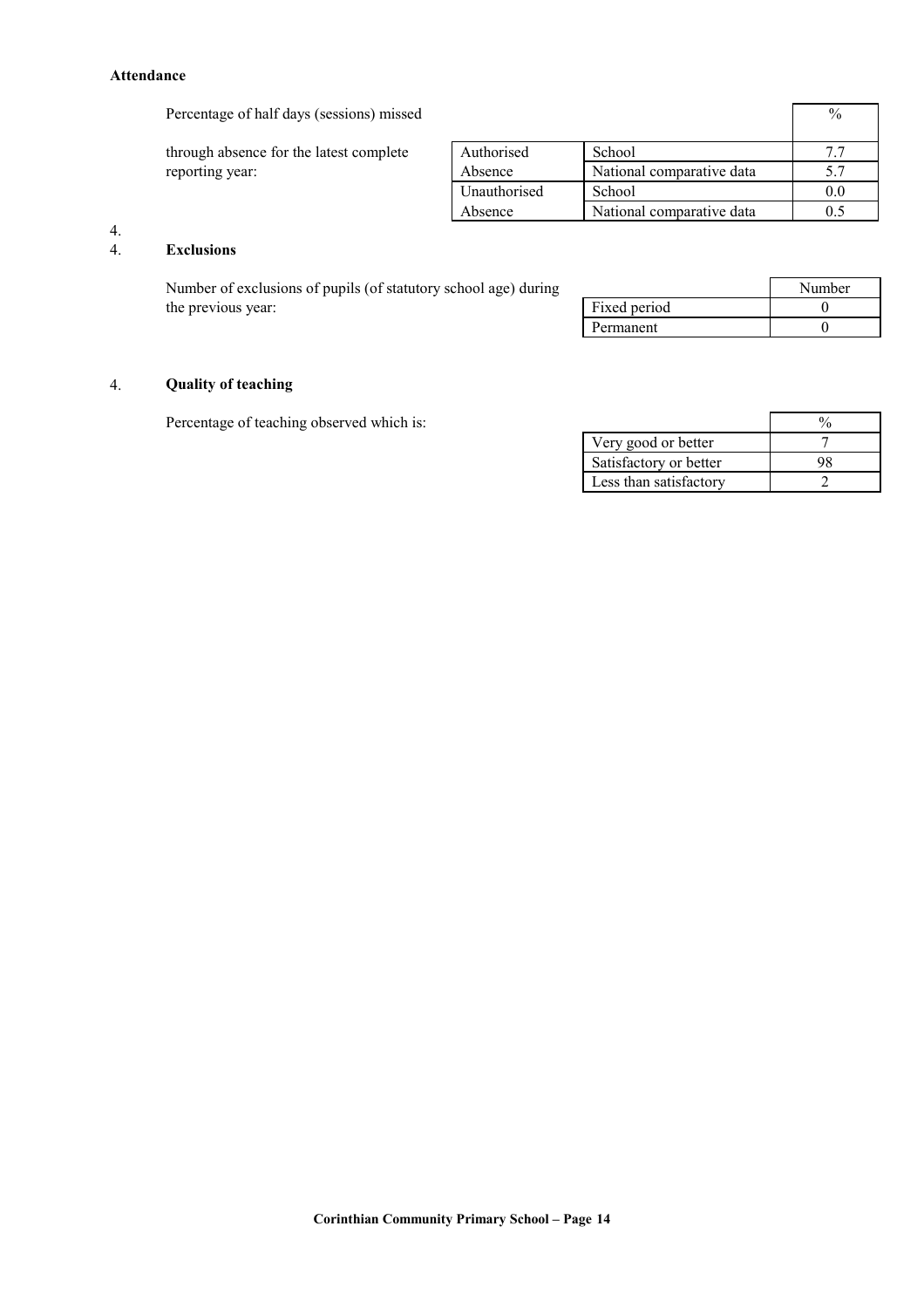**Attendance**

Percentage of half days (sessions) missed through absence for the latest complete reporting year:

| | | % |
|---|---|---|
| Authorised Absence | School | 7.7 |
| | National comparative data | 5.7 |
| Unauthorised Absence | School | 0.0 |
| | National comparative data | 0.5 |

4\.

4\. **Exclusions**

Number of exclusions of pupils (of statutory school age) during the previous year:

| | Number |
|---|---|
| Fixed period | 0 |
| Permanent | 0 |

4\. **Quality of teaching**

Percentage of teaching observed which is:

| | % |
|---|---|
| Very good or better | 7 |
| Satisfactory or better | 98 |
| Less than satisfactory | 2 |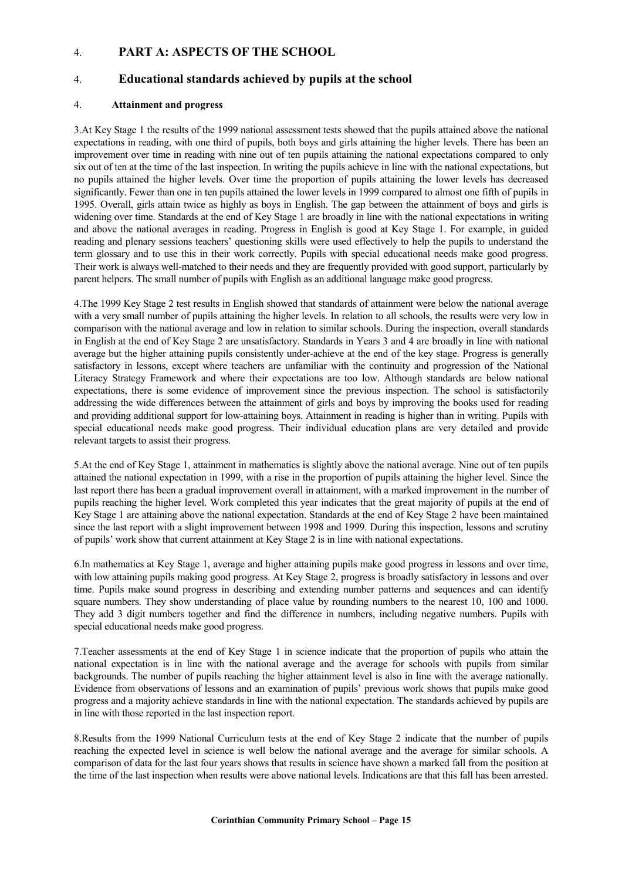4. **PART A: ASPECTS OF THE SCHOOL**

4. **Educational standards achieved by pupils at the school**

4. **Attainment and progress**

3.At Key Stage 1 the results of the 1999 national assessment tests showed that the pupils attained above the national expectations in reading, with one third of pupils, both boys and girls attaining the higher levels. There has been an improvement over time in reading with nine out of ten pupils attaining the national expectations compared to only six out of ten at the time of the last inspection. In writing the pupils achieve in line with the national expectations, but no pupils attained the higher levels. Over time the proportion of pupils attaining the lower levels has decreased significantly. Fewer than one in ten pupils attained the lower levels in 1999 compared to almost one fifth of pupils in 1995. Overall, girls attain twice as highly as boys in English. The gap between the attainment of boys and girls is widening over time. Standards at the end of Key Stage 1 are broadly in line with the national expectations in writing and above the national averages in reading. Progress in English is good at Key Stage 1. For example, in guided reading and plenary sessions teachers' questioning skills were used effectively to help the pupils to understand the term glossary and to use this in their work correctly. Pupils with special educational needs make good progress. Their work is always well-matched to their needs and they are frequently provided with good support, particularly by parent helpers. The small number of pupils with English as an additional language make good progress.

4.The 1999 Key Stage 2 test results in English showed that standards of attainment were below the national average with a very small number of pupils attaining the higher levels. In relation to all schools, the results were very low in comparison with the national average and low in relation to similar schools. During the inspection, overall standards in English at the end of Key Stage 2 are unsatisfactory. Standards in Years 3 and 4 are broadly in line with national average but the higher attaining pupils consistently under-achieve at the end of the key stage. Progress is generally satisfactory in lessons, except where teachers are unfamiliar with the continuity and progression of the National Literacy Strategy Framework and where their expectations are too low. Although standards are below national expectations, there is some evidence of improvement since the previous inspection. The school is satisfactorily addressing the wide differences between the attainment of girls and boys by improving the books used for reading and providing additional support for low-attaining boys. Attainment in reading is higher than in writing. Pupils with special educational needs make good progress. Their individual education plans are very detailed and provide relevant targets to assist their progress.

5.At the end of Key Stage 1, attainment in mathematics is slightly above the national average. Nine out of ten pupils attained the national expectation in 1999, with a rise in the proportion of pupils attaining the higher level. Since the last report there has been a gradual improvement overall in attainment, with a marked improvement in the number of pupils reaching the higher level. Work completed this year indicates that the great majority of pupils at the end of Key Stage 1 are attaining above the national expectation. Standards at the end of Key Stage 2 have been maintained since the last report with a slight improvement between 1998 and 1999. During this inspection, lessons and scrutiny of pupils' work show that current attainment at Key Stage 2 is in line with national expectations.

6.In mathematics at Key Stage 1, average and higher attaining pupils make good progress in lessons and over time, with low attaining pupils making good progress. At Key Stage 2, progress is broadly satisfactory in lessons and over time. Pupils make sound progress in describing and extending number patterns and sequences and can identify square numbers. They show understanding of place value by rounding numbers to the nearest 10, 100 and 1000. They add 3 digit numbers together and find the difference in numbers, including negative numbers. Pupils with special educational needs make good progress.

7.Teacher assessments at the end of Key Stage 1 in science indicate that the proportion of pupils who attain the national expectation is in line with the national average and the average for schools with pupils from similar backgrounds. The number of pupils reaching the higher attainment level is also in line with the average nationally. Evidence from observations of lessons and an examination of pupils' previous work shows that pupils make good progress and a majority achieve standards in line with the national expectation. The standards achieved by pupils are in line with those reported in the last inspection report.

8.Results from the 1999 National Curriculum tests at the end of Key Stage 2 indicate that the number of pupils reaching the expected level in science is well below the national average and the average for similar schools. A comparison of data for the last four years shows that results in science have shown a marked fall from the position at the time of the last inspection when results were above national levels. Indications are that this fall has been arrested.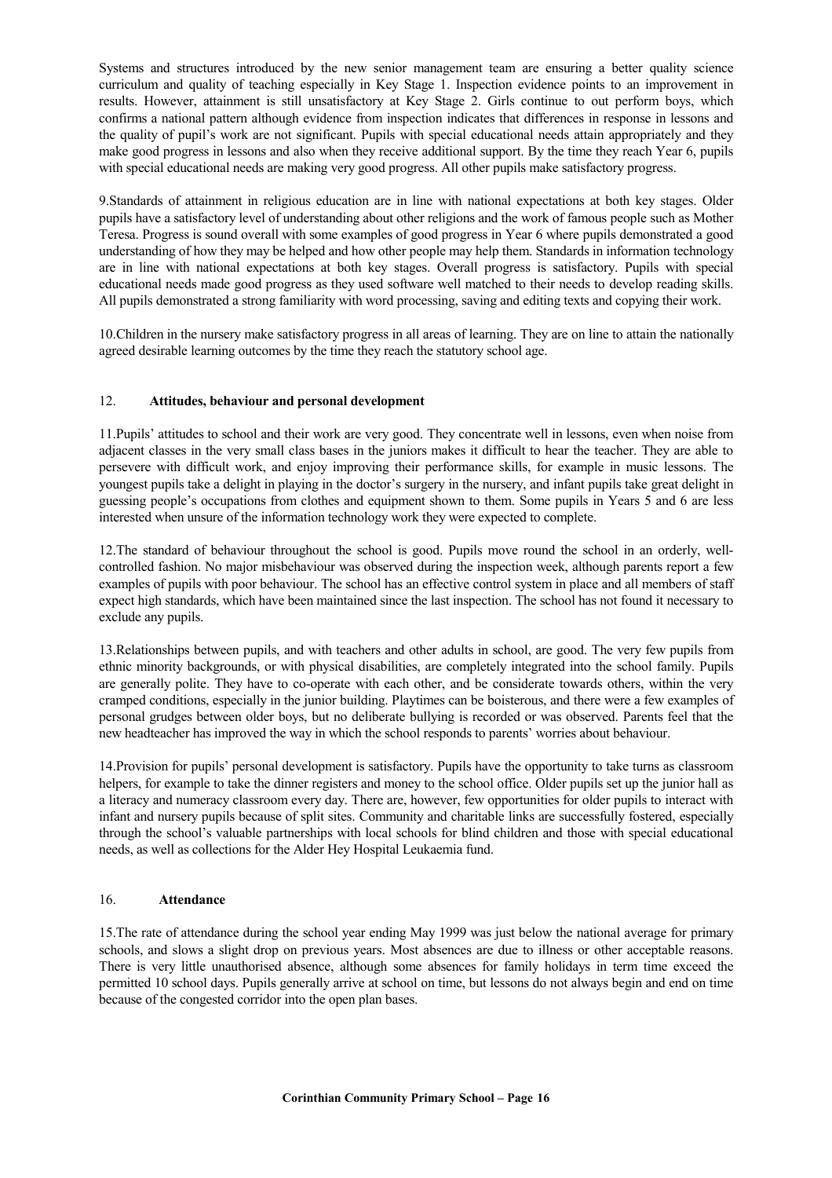Systems and structures introduced by the new senior management team are ensuring a better quality science curriculum and quality of teaching especially in Key Stage 1. Inspection evidence points to an improvement in results. However, attainment is still unsatisfactory at Key Stage 2. Girls continue to out perform boys, which confirms a national pattern although evidence from inspection indicates that differences in response in lessons and the quality of pupil's work are not significant. Pupils with special educational needs attain appropriately and they make good progress in lessons and also when they receive additional support. By the time they reach Year 6, pupils with special educational needs are making very good progress. All other pupils make satisfactory progress.

9.Standards of attainment in religious education are in line with national expectations at both key stages. Older pupils have a satisfactory level of understanding about other religions and the work of famous people such as Mother Teresa. Progress is sound overall with some examples of good progress in Year 6 where pupils demonstrated a good understanding of how they may be helped and how other people may help them. Standards in information technology are in line with national expectations at both key stages. Overall progress is satisfactory. Pupils with special educational needs made good progress as they used software well matched to their needs to develop reading skills. All pupils demonstrated a strong familiarity with word processing, saving and editing texts and copying their work.

10.Children in the nursery make satisfactory progress in all areas of learning. They are on line to attain the nationally agreed desirable learning outcomes by the time they reach the statutory school age.

## 12. **Attitudes, behaviour and personal development**

11.Pupils' attitudes to school and their work are very good. They concentrate well in lessons, even when noise from adjacent classes in the very small class bases in the juniors makes it difficult to hear the teacher. They are able to persevere with difficult work, and enjoy improving their performance skills, for example in music lessons. The youngest pupils take a delight in playing in the doctor's surgery in the nursery, and infant pupils take great delight in guessing people's occupations from clothes and equipment shown to them. Some pupils in Years 5 and 6 are less interested when unsure of the information technology work they were expected to complete.

12.The standard of behaviour throughout the school is good. Pupils move round the school in an orderly, well-controlled fashion. No major misbehaviour was observed during the inspection week, although parents report a few examples of pupils with poor behaviour. The school has an effective control system in place and all members of staff expect high standards, which have been maintained since the last inspection. The school has not found it necessary to exclude any pupils.

13.Relationships between pupils, and with teachers and other adults in school, are good. The very few pupils from ethnic minority backgrounds, or with physical disabilities, are completely integrated into the school family. Pupils are generally polite. They have to co-operate with each other, and be considerate towards others, within the very cramped conditions, especially in the junior building. Playtimes can be boisterous, and there were a few examples of personal grudges between older boys, but no deliberate bullying is recorded or was observed. Parents feel that the new headteacher has improved the way in which the school responds to parents' worries about behaviour.

14.Provision for pupils' personal development is satisfactory. Pupils have the opportunity to take turns as classroom helpers, for example to take the dinner registers and money to the school office. Older pupils set up the junior hall as a literacy and numeracy classroom every day. There are, however, few opportunities for older pupils to interact with infant and nursery pupils because of split sites. Community and charitable links are successfully fostered, especially through the school's valuable partnerships with local schools for blind children and those with special educational needs, as well as collections for the Alder Hey Hospital Leukaemia fund.

## 16. **Attendance**

15.The rate of attendance during the school year ending May 1999 was just below the national average for primary schools, and slows a slight drop on previous years. Most absences are due to illness or other acceptable reasons. There is very little unauthorised absence, although some absences for family holidays in term time exceed the permitted 10 school days. Pupils generally arrive at school on time, but lessons do not always begin and end on time because of the congested corridor into the open plan bases.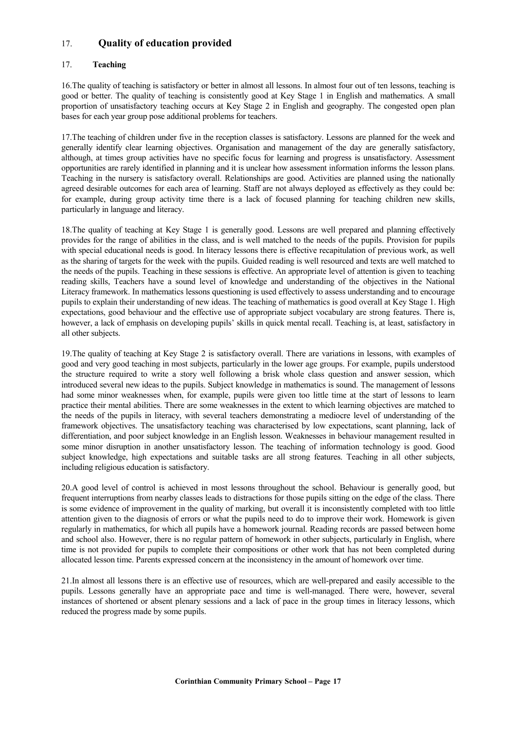## 17. **Quality of education provided**

### 17. **Teaching**

16.The quality of teaching is satisfactory or better in almost all lessons. In almost four out of ten lessons, teaching is good or better. The quality of teaching is consistently good at Key Stage 1 in English and mathematics. A small proportion of unsatisfactory teaching occurs at Key Stage 2 in English and geography. The congested open plan bases for each year group pose additional problems for teachers.

17.The teaching of children under five in the reception classes is satisfactory. Lessons are planned for the week and generally identify clear learning objectives. Organisation and management of the day are generally satisfactory, although, at times group activities have no specific focus for learning and progress is unsatisfactory. Assessment opportunities are rarely identified in planning and it is unclear how assessment information informs the lesson plans. Teaching in the nursery is satisfactory overall. Relationships are good. Activities are planned using the nationally agreed desirable outcomes for each area of learning. Staff are not always deployed as effectively as they could be: for example, during group activity time there is a lack of focused planning for teaching children new skills, particularly in language and literacy.

18.The quality of teaching at Key Stage 1 is generally good. Lessons are well prepared and planning effectively provides for the range of abilities in the class, and is well matched to the needs of the pupils. Provision for pupils with special educational needs is good. In literacy lessons there is effective recapitulation of previous work, as well as the sharing of targets for the week with the pupils. Guided reading is well resourced and texts are well matched to the needs of the pupils. Teaching in these sessions is effective. An appropriate level of attention is given to teaching reading skills, Teachers have a sound level of knowledge and understanding of the objectives in the National Literacy framework. In mathematics lessons questioning is used effectively to assess understanding and to encourage pupils to explain their understanding of new ideas. The teaching of mathematics is good overall at Key Stage 1. High expectations, good behaviour and the effective use of appropriate subject vocabulary are strong features. There is, however, a lack of emphasis on developing pupils' skills in quick mental recall. Teaching is, at least, satisfactory in all other subjects.

19.The quality of teaching at Key Stage 2 is satisfactory overall. There are variations in lessons, with examples of good and very good teaching in most subjects, particularly in the lower age groups. For example, pupils understood the structure required to write a story well following a brisk whole class question and answer session, which introduced several new ideas to the pupils. Subject knowledge in mathematics is sound. The management of lessons had some minor weaknesses when, for example, pupils were given too little time at the start of lessons to learn practice their mental abilities. There are some weaknesses in the extent to which learning objectives are matched to the needs of the pupils in literacy, with several teachers demonstrating a mediocre level of understanding of the framework objectives. The unsatisfactory teaching was characterised by low expectations, scant planning, lack of differentiation, and poor subject knowledge in an English lesson. Weaknesses in behaviour management resulted in some minor disruption in another unsatisfactory lesson. The teaching of information technology is good. Good subject knowledge, high expectations and suitable tasks are all strong features. Teaching in all other subjects, including religious education is satisfactory.

20.A good level of control is achieved in most lessons throughout the school. Behaviour is generally good, but frequent interruptions from nearby classes leads to distractions for those pupils sitting on the edge of the class. There is some evidence of improvement in the quality of marking, but overall it is inconsistently completed with too little attention given to the diagnosis of errors or what the pupils need to do to improve their work. Homework is given regularly in mathematics, for which all pupils have a homework journal. Reading records are passed between home and school also. However, there is no regular pattern of homework in other subjects, particularly in English, where time is not provided for pupils to complete their compositions or other work that has not been completed during allocated lesson time. Parents expressed concern at the inconsistency in the amount of homework over time.

21.In almost all lessons there is an effective use of resources, which are well-prepared and easily accessible to the pupils. Lessons generally have an appropriate pace and time is well-managed. There were, however, several instances of shortened or absent plenary sessions and a lack of pace in the group times in literacy lessons, which reduced the progress made by some pupils.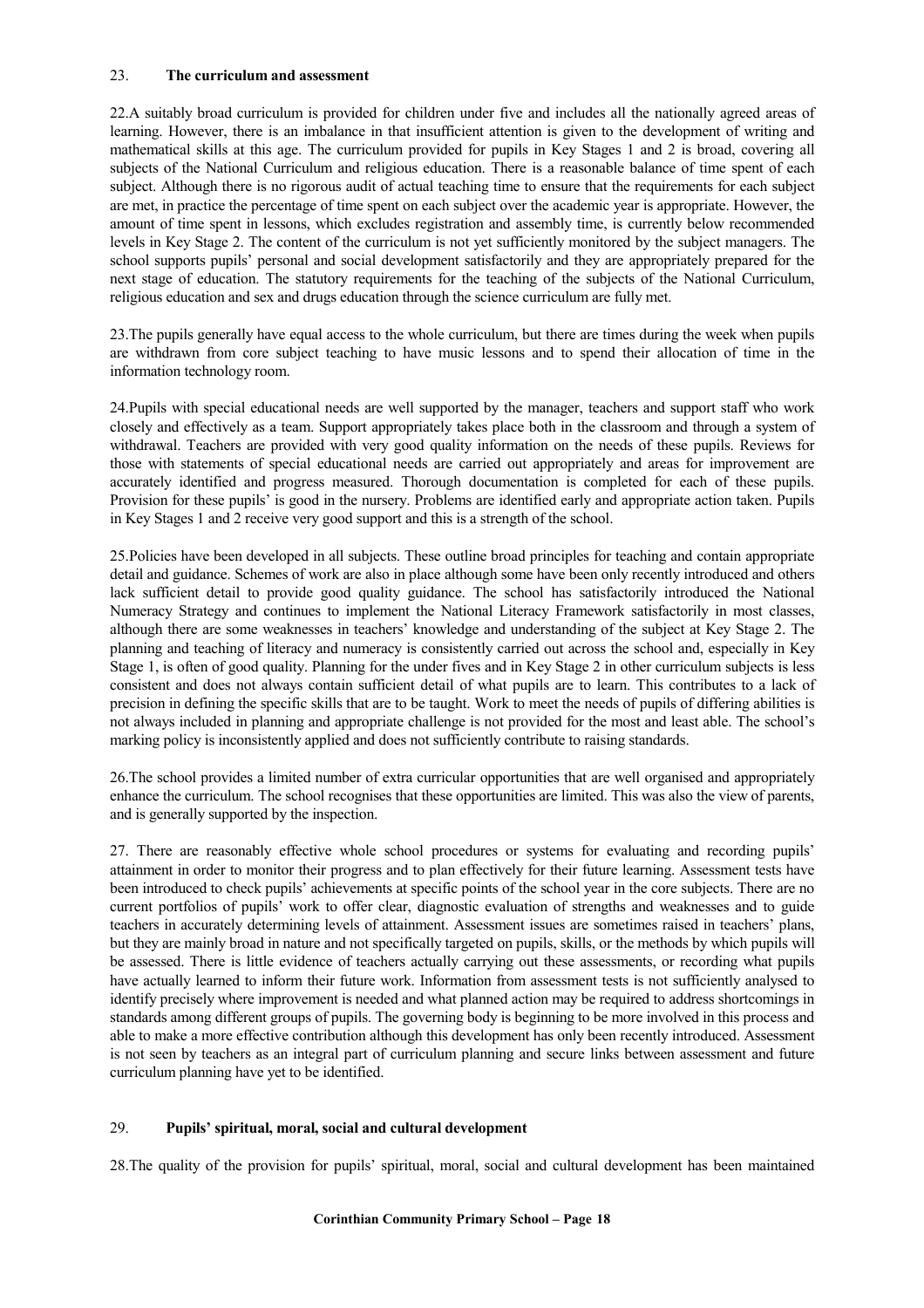## 23. **The curriculum and assessment**

22.A suitably broad curriculum is provided for children under five and includes all the nationally agreed areas of learning. However, there is an imbalance in that insufficient attention is given to the development of writing and mathematical skills at this age. The curriculum provided for pupils in Key Stages 1 and 2 is broad, covering all subjects of the National Curriculum and religious education. There is a reasonable balance of time spent of each subject. Although there is no rigorous audit of actual teaching time to ensure that the requirements for each subject are met, in practice the percentage of time spent on each subject over the academic year is appropriate. However, the amount of time spent in lessons, which excludes registration and assembly time, is currently below recommended levels in Key Stage 2. The content of the curriculum is not yet sufficiently monitored by the subject managers. The school supports pupils' personal and social development satisfactorily and they are appropriately prepared for the next stage of education. The statutory requirements for the teaching of the subjects of the National Curriculum, religious education and sex and drugs education through the science curriculum are fully met.

23.The pupils generally have equal access to the whole curriculum, but there are times during the week when pupils are withdrawn from core subject teaching to have music lessons and to spend their allocation of time in the information technology room.

24.Pupils with special educational needs are well supported by the manager, teachers and support staff who work closely and effectively as a team. Support appropriately takes place both in the classroom and through a system of withdrawal. Teachers are provided with very good quality information on the needs of these pupils. Reviews for those with statements of special educational needs are carried out appropriately and areas for improvement are accurately identified and progress measured. Thorough documentation is completed for each of these pupils. Provision for these pupils' is good in the nursery. Problems are identified early and appropriate action taken. Pupils in Key Stages 1 and 2 receive very good support and this is a strength of the school.

25.Policies have been developed in all subjects. These outline broad principles for teaching and contain appropriate detail and guidance. Schemes of work are also in place although some have been only recently introduced and others lack sufficient detail to provide good quality guidance. The school has satisfactorily introduced the National Numeracy Strategy and continues to implement the National Literacy Framework satisfactorily in most classes, although there are some weaknesses in teachers' knowledge and understanding of the subject at Key Stage 2. The planning and teaching of literacy and numeracy is consistently carried out across the school and, especially in Key Stage 1, is often of good quality. Planning for the under fives and in Key Stage 2 in other curriculum subjects is less consistent and does not always contain sufficient detail of what pupils are to learn. This contributes to a lack of precision in defining the specific skills that are to be taught. Work to meet the needs of pupils of differing abilities is not always included in planning and appropriate challenge is not provided for the most and least able. The school's marking policy is inconsistently applied and does not sufficiently contribute to raising standards.

26.The school provides a limited number of extra curricular opportunities that are well organised and appropriately enhance the curriculum. The school recognises that these opportunities are limited. This was also the view of parents, and is generally supported by the inspection.

27. There are reasonably effective whole school procedures or systems for evaluating and recording pupils' attainment in order to monitor their progress and to plan effectively for their future learning. Assessment tests have been introduced to check pupils' achievements at specific points of the school year in the core subjects. There are no current portfolios of pupils' work to offer clear, diagnostic evaluation of strengths and weaknesses and to guide teachers in accurately determining levels of attainment. Assessment issues are sometimes raised in teachers' plans, but they are mainly broad in nature and not specifically targeted on pupils, skills, or the methods by which pupils will be assessed. There is little evidence of teachers actually carrying out these assessments, or recording what pupils have actually learned to inform their future work. Information from assessment tests is not sufficiently analysed to identify precisely where improvement is needed and what planned action may be required to address shortcomings in standards among different groups of pupils. The governing body is beginning to be more involved in this process and able to make a more effective contribution although this development has only been recently introduced. Assessment is not seen by teachers as an integral part of curriculum planning and secure links between assessment and future curriculum planning have yet to be identified.

## 29. **Pupils' spiritual, moral, social and cultural development**

28.The quality of the provision for pupils' spiritual, moral, social and cultural development has been maintained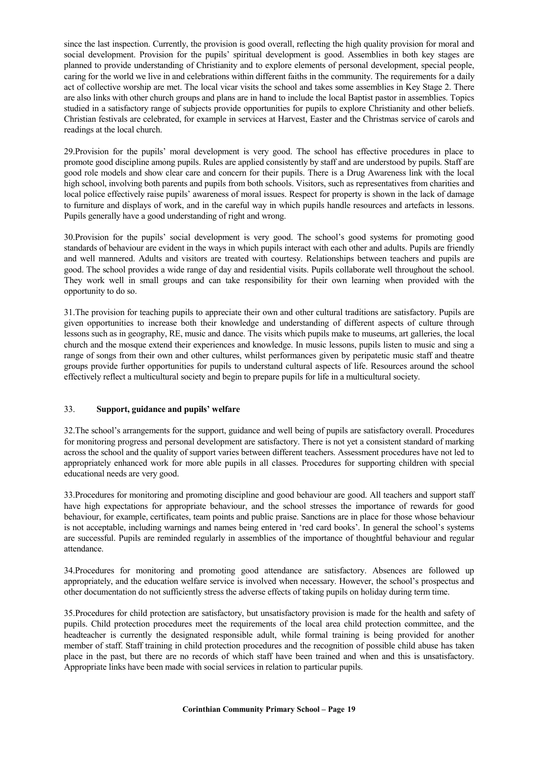since the last inspection. Currently, the provision is good overall, reflecting the high quality provision for moral and social development. Provision for the pupils' spiritual development is good. Assemblies in both key stages are planned to provide understanding of Christianity and to explore elements of personal development, special people, caring for the world we live in and celebrations within different faiths in the community. The requirements for a daily act of collective worship are met. The local vicar visits the school and takes some assemblies in Key Stage 2. There are also links with other church groups and plans are in hand to include the local Baptist pastor in assemblies. Topics studied in a satisfactory range of subjects provide opportunities for pupils to explore Christianity and other beliefs. Christian festivals are celebrated, for example in services at Harvest, Easter and the Christmas service of carols and readings at the local church.

29.Provision for the pupils' moral development is very good. The school has effective procedures in place to promote good discipline among pupils. Rules are applied consistently by staff and are understood by pupils. Staff are good role models and show clear care and concern for their pupils. There is a Drug Awareness link with the local high school, involving both parents and pupils from both schools. Visitors, such as representatives from charities and local police effectively raise pupils' awareness of moral issues. Respect for property is shown in the lack of damage to furniture and displays of work, and in the careful way in which pupils handle resources and artefacts in lessons. Pupils generally have a good understanding of right and wrong.

30.Provision for the pupils' social development is very good. The school's good systems for promoting good standards of behaviour are evident in the ways in which pupils interact with each other and adults. Pupils are friendly and well mannered. Adults and visitors are treated with courtesy. Relationships between teachers and pupils are good. The school provides a wide range of day and residential visits. Pupils collaborate well throughout the school. They work well in small groups and can take responsibility for their own learning when provided with the opportunity to do so.

31.The provision for teaching pupils to appreciate their own and other cultural traditions are satisfactory. Pupils are given opportunities to increase both their knowledge and understanding of different aspects of culture through lessons such as in geography, RE, music and dance. The visits which pupils make to museums, art galleries, the local church and the mosque extend their experiences and knowledge. In music lessons, pupils listen to music and sing a range of songs from their own and other cultures, whilst performances given by peripatetic music staff and theatre groups provide further opportunities for pupils to understand cultural aspects of life. Resources around the school effectively reflect a multicultural society and begin to prepare pupils for life in a multicultural society.

## 33. **Support, guidance and pupils' welfare**

32.The school's arrangements for the support, guidance and well being of pupils are satisfactory overall. Procedures for monitoring progress and personal development are satisfactory. There is not yet a consistent standard of marking across the school and the quality of support varies between different teachers. Assessment procedures have not led to appropriately enhanced work for more able pupils in all classes. Procedures for supporting children with special educational needs are very good.

33.Procedures for monitoring and promoting discipline and good behaviour are good. All teachers and support staff have high expectations for appropriate behaviour, and the school stresses the importance of rewards for good behaviour, for example, certificates, team points and public praise. Sanctions are in place for those whose behaviour is not acceptable, including warnings and names being entered in 'red card books'. In general the school's systems are successful. Pupils are reminded regularly in assemblies of the importance of thoughtful behaviour and regular attendance.

34.Procedures for monitoring and promoting good attendance are satisfactory. Absences are followed up appropriately, and the education welfare service is involved when necessary. However, the school's prospectus and other documentation do not sufficiently stress the adverse effects of taking pupils on holiday during term time.

35.Procedures for child protection are satisfactory, but unsatisfactory provision is made for the health and safety of pupils. Child protection procedures meet the requirements of the local area child protection committee, and the headteacher is currently the designated responsible adult, while formal training is being provided for another member of staff. Staff training in child protection procedures and the recognition of possible child abuse has taken place in the past, but there are no records of which staff have been trained and when and this is unsatisfactory. Appropriate links have been made with social services in relation to particular pupils.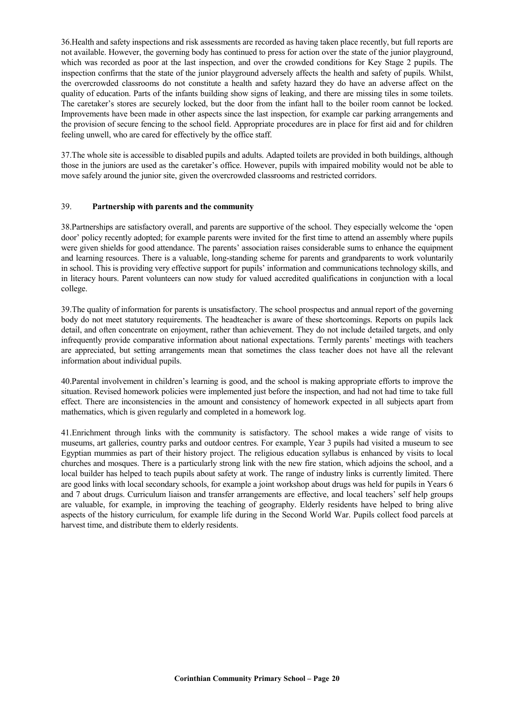36.Health and safety inspections and risk assessments are recorded as having taken place recently, but full reports are not available. However, the governing body has continued to press for action over the state of the junior playground, which was recorded as poor at the last inspection, and over the crowded conditions for Key Stage 2 pupils. The inspection confirms that the state of the junior playground adversely affects the health and safety of pupils. Whilst, the overcrowded classrooms do not constitute a health and safety hazard they do have an adverse affect on the quality of education. Parts of the infants building show signs of leaking, and there are missing tiles in some toilets. The caretaker's stores are securely locked, but the door from the infant hall to the boiler room cannot be locked. Improvements have been made in other aspects since the last inspection, for example car parking arrangements and the provision of secure fencing to the school field. Appropriate procedures are in place for first aid and for children feeling unwell, who are cared for effectively by the office staff.

37.The whole site is accessible to disabled pupils and adults. Adapted toilets are provided in both buildings, although those in the juniors are used as the caretaker's office. However, pupils with impaired mobility would not be able to move safely around the junior site, given the overcrowded classrooms and restricted corridors.

## 39. Partnership with parents and the community

38.Partnerships are satisfactory overall, and parents are supportive of the school. They especially welcome the 'open door' policy recently adopted; for example parents were invited for the first time to attend an assembly where pupils were given shields for good attendance. The parents' association raises considerable sums to enhance the equipment and learning resources. There is a valuable, long-standing scheme for parents and grandparents to work voluntarily in school. This is providing very effective support for pupils' information and communications technology skills, and in literacy hours. Parent volunteers can now study for valued accredited qualifications in conjunction with a local college.

39.The quality of information for parents is unsatisfactory. The school prospectus and annual report of the governing body do not meet statutory requirements. The headteacher is aware of these shortcomings. Reports on pupils lack detail, and often concentrate on enjoyment, rather than achievement. They do not include detailed targets, and only infrequently provide comparative information about national expectations. Termly parents' meetings with teachers are appreciated, but setting arrangements mean that sometimes the class teacher does not have all the relevant information about individual pupils.

40.Parental involvement in children's learning is good, and the school is making appropriate efforts to improve the situation. Revised homework policies were implemented just before the inspection, and had not had time to take full effect. There are inconsistencies in the amount and consistency of homework expected in all subjects apart from mathematics, which is given regularly and completed in a homework log.

41.Enrichment through links with the community is satisfactory. The school makes a wide range of visits to museums, art galleries, country parks and outdoor centres. For example, Year 3 pupils had visited a museum to see Egyptian mummies as part of their history project. The religious education syllabus is enhanced by visits to local churches and mosques. There is a particularly strong link with the new fire station, which adjoins the school, and a local builder has helped to teach pupils about safety at work. The range of industry links is currently limited. There are good links with local secondary schools, for example a joint workshop about drugs was held for pupils in Years 6 and 7 about drugs. Curriculum liaison and transfer arrangements are effective, and local teachers' self help groups are valuable, for example, in improving the teaching of geography. Elderly residents have helped to bring alive aspects of the history curriculum, for example life during in the Second World War. Pupils collect food parcels at harvest time, and distribute them to elderly residents.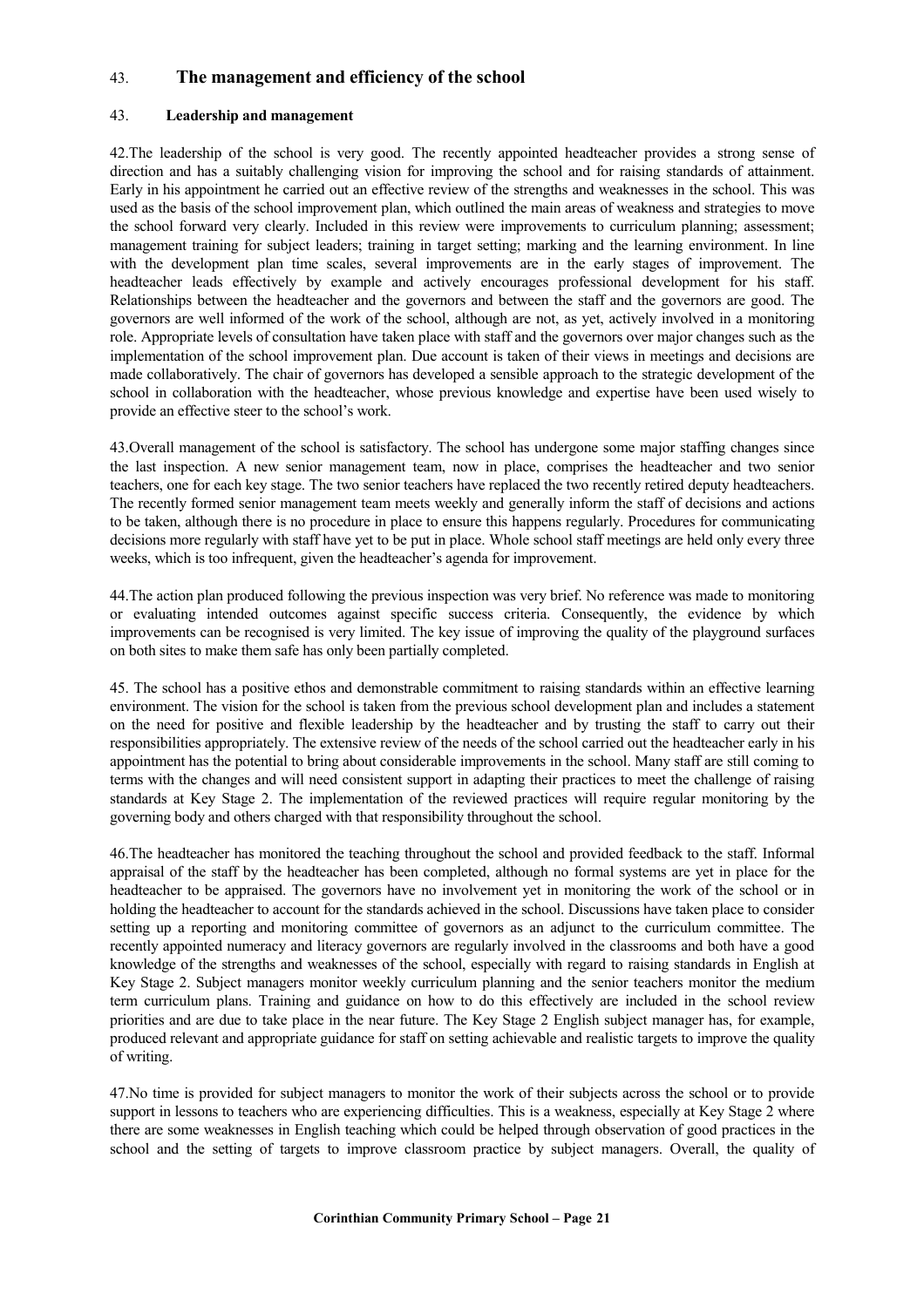## 43. The management and efficiency of the school

### 43. Leadership and management

42.The leadership of the school is very good. The recently appointed headteacher provides a strong sense of direction and has a suitably challenging vision for improving the school and for raising standards of attainment. Early in his appointment he carried out an effective review of the strengths and weaknesses in the school. This was used as the basis of the school improvement plan, which outlined the main areas of weakness and strategies to move the school forward very clearly. Included in this review were improvements to curriculum planning; assessment; management training for subject leaders; training in target setting; marking and the learning environment. In line with the development plan time scales, several improvements are in the early stages of improvement. The headteacher leads effectively by example and actively encourages professional development for his staff. Relationships between the headteacher and the governors and between the staff and the governors are good. The governors are well informed of the work of the school, although are not, as yet, actively involved in a monitoring role. Appropriate levels of consultation have taken place with staff and the governors over major changes such as the implementation of the school improvement plan. Due account is taken of their views in meetings and decisions are made collaboratively. The chair of governors has developed a sensible approach to the strategic development of the school in collaboration with the headteacher, whose previous knowledge and expertise have been used wisely to provide an effective steer to the school's work.

43.Overall management of the school is satisfactory. The school has undergone some major staffing changes since the last inspection. A new senior management team, now in place, comprises the headteacher and two senior teachers, one for each key stage. The two senior teachers have replaced the two recently retired deputy headteachers. The recently formed senior management team meets weekly and generally inform the staff of decisions and actions to be taken, although there is no procedure in place to ensure this happens regularly. Procedures for communicating decisions more regularly with staff have yet to be put in place. Whole school staff meetings are held only every three weeks, which is too infrequent, given the headteacher's agenda for improvement.

44.The action plan produced following the previous inspection was very brief. No reference was made to monitoring or evaluating intended outcomes against specific success criteria. Consequently, the evidence by which improvements can be recognised is very limited. The key issue of improving the quality of the playground surfaces on both sites to make them safe has only been partially completed.

45. The school has a positive ethos and demonstrable commitment to raising standards within an effective learning environment. The vision for the school is taken from the previous school development plan and includes a statement on the need for positive and flexible leadership by the headteacher and by trusting the staff to carry out their responsibilities appropriately. The extensive review of the needs of the school carried out the headteacher early in his appointment has the potential to bring about considerable improvements in the school. Many staff are still coming to terms with the changes and will need consistent support in adapting their practices to meet the challenge of raising standards at Key Stage 2. The implementation of the reviewed practices will require regular monitoring by the governing body and others charged with that responsibility throughout the school.

46.The headteacher has monitored the teaching throughout the school and provided feedback to the staff. Informal appraisal of the staff by the headteacher has been completed, although no formal systems are yet in place for the headteacher to be appraised. The governors have no involvement yet in monitoring the work of the school or in holding the headteacher to account for the standards achieved in the school. Discussions have taken place to consider setting up a reporting and monitoring committee of governors as an adjunct to the curriculum committee. The recently appointed numeracy and literacy governors are regularly involved in the classrooms and both have a good knowledge of the strengths and weaknesses of the school, especially with regard to raising standards in English at Key Stage 2. Subject managers monitor weekly curriculum planning and the senior teachers monitor the medium term curriculum plans. Training and guidance on how to do this effectively are included in the school review priorities and are due to take place in the near future. The Key Stage 2 English subject manager has, for example, produced relevant and appropriate guidance for staff on setting achievable and realistic targets to improve the quality of writing.

47.No time is provided for subject managers to monitor the work of their subjects across the school or to provide support in lessons to teachers who are experiencing difficulties. This is a weakness, especially at Key Stage 2 where there are some weaknesses in English teaching which could be helped through observation of good practices in the school and the setting of targets to improve classroom practice by subject managers. Overall, the quality of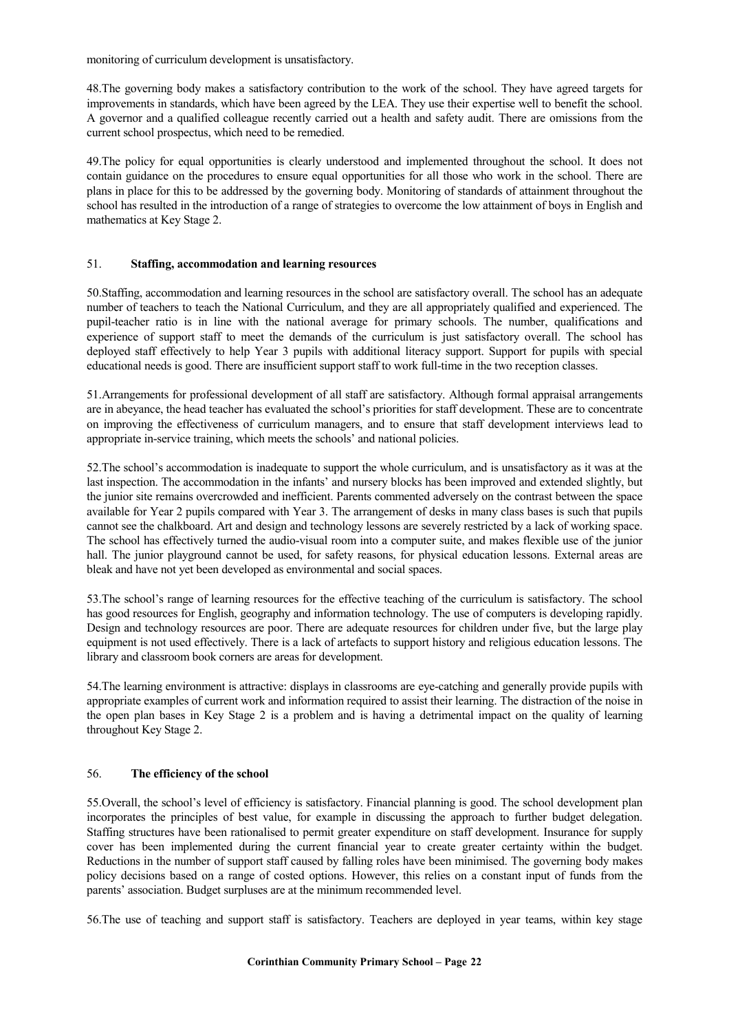monitoring of curriculum development is unsatisfactory.

48.The governing body makes a satisfactory contribution to the work of the school. They have agreed targets for improvements in standards, which have been agreed by the LEA. They use their expertise well to benefit the school. A governor and a qualified colleague recently carried out a health and safety audit. There are omissions from the current school prospectus, which need to be remedied.

49.The policy for equal opportunities is clearly understood and implemented throughout the school. It does not contain guidance on the procedures to ensure equal opportunities for all those who work in the school. There are plans in place for this to be addressed by the governing body. Monitoring of standards of attainment throughout the school has resulted in the introduction of a range of strategies to overcome the low attainment of boys in English and mathematics at Key Stage 2.

## 51. **Staffing, accommodation and learning resources**

50.Staffing, accommodation and learning resources in the school are satisfactory overall. The school has an adequate number of teachers to teach the National Curriculum, and they are all appropriately qualified and experienced. The pupil-teacher ratio is in line with the national average for primary schools. The number, qualifications and experience of support staff to meet the demands of the curriculum is just satisfactory overall. The school has deployed staff effectively to help Year 3 pupils with additional literacy support. Support for pupils with special educational needs is good. There are insufficient support staff to work full-time in the two reception classes.

51.Arrangements for professional development of all staff are satisfactory. Although formal appraisal arrangements are in abeyance, the head teacher has evaluated the school's priorities for staff development. These are to concentrate on improving the effectiveness of curriculum managers, and to ensure that staff development interviews lead to appropriate in-service training, which meets the schools' and national policies.

52.The school's accommodation is inadequate to support the whole curriculum, and is unsatisfactory as it was at the last inspection. The accommodation in the infants' and nursery blocks has been improved and extended slightly, but the junior site remains overcrowded and inefficient. Parents commented adversely on the contrast between the space available for Year 2 pupils compared with Year 3. The arrangement of desks in many class bases is such that pupils cannot see the chalkboard. Art and design and technology lessons are severely restricted by a lack of working space. The school has effectively turned the audio-visual room into a computer suite, and makes flexible use of the junior hall. The junior playground cannot be used, for safety reasons, for physical education lessons. External areas are bleak and have not yet been developed as environmental and social spaces.

53.The school's range of learning resources for the effective teaching of the curriculum is satisfactory. The school has good resources for English, geography and information technology. The use of computers is developing rapidly. Design and technology resources are poor. There are adequate resources for children under five, but the large play equipment is not used effectively. There is a lack of artefacts to support history and religious education lessons. The library and classroom book corners are areas for development.

54.The learning environment is attractive: displays in classrooms are eye-catching and generally provide pupils with appropriate examples of current work and information required to assist their learning. The distraction of the noise in the open plan bases in Key Stage 2 is a problem and is having a detrimental impact on the quality of learning throughout Key Stage 2.

## 56. **The efficiency of the school**

55.Overall, the school's level of efficiency is satisfactory. Financial planning is good. The school development plan incorporates the principles of best value, for example in discussing the approach to further budget delegation. Staffing structures have been rationalised to permit greater expenditure on staff development. Insurance for supply cover has been implemented during the current financial year to create greater certainty within the budget. Reductions in the number of support staff caused by falling roles have been minimised. The governing body makes policy decisions based on a range of costed options. However, this relies on a constant input of funds from the parents' association. Budget surpluses are at the minimum recommended level.

56.The use of teaching and support staff is satisfactory. Teachers are deployed in year teams, within key stage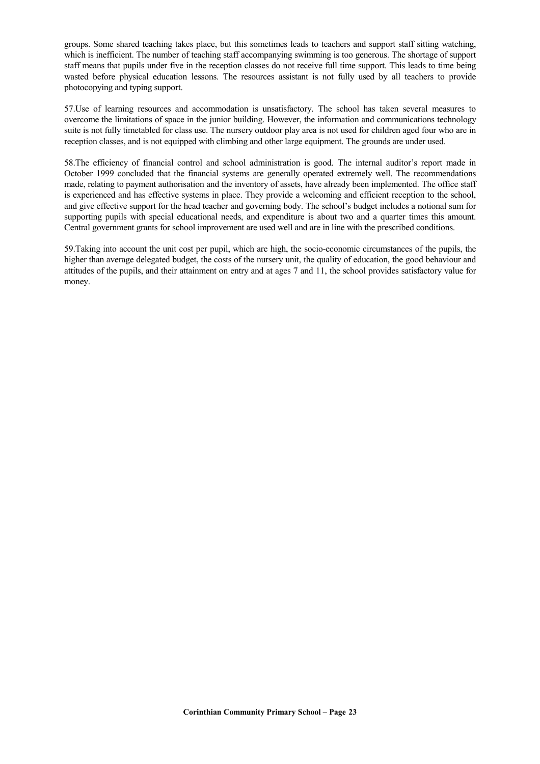groups. Some shared teaching takes place, but this sometimes leads to teachers and support staff sitting watching, which is inefficient. The number of teaching staff accompanying swimming is too generous. The shortage of support staff means that pupils under five in the reception classes do not receive full time support. This leads to time being wasted before physical education lessons. The resources assistant is not fully used by all teachers to provide photocopying and typing support.

57.Use of learning resources and accommodation is unsatisfactory. The school has taken several measures to overcome the limitations of space in the junior building. However, the information and communications technology suite is not fully timetabled for class use. The nursery outdoor play area is not used for children aged four who are in reception classes, and is not equipped with climbing and other large equipment. The grounds are under used.

58.The efficiency of financial control and school administration is good. The internal auditor's report made in October 1999 concluded that the financial systems are generally operated extremely well. The recommendations made, relating to payment authorisation and the inventory of assets, have already been implemented. The office staff is experienced and has effective systems in place. They provide a welcoming and efficient reception to the school, and give effective support for the head teacher and governing body. The school's budget includes a notional sum for supporting pupils with special educational needs, and expenditure is about two and a quarter times this amount. Central government grants for school improvement are used well and are in line with the prescribed conditions.

59.Taking into account the unit cost per pupil, which are high, the socio-economic circumstances of the pupils, the higher than average delegated budget, the costs of the nursery unit, the quality of education, the good behaviour and attitudes of the pupils, and their attainment on entry and at ages 7 and 11, the school provides satisfactory value for money.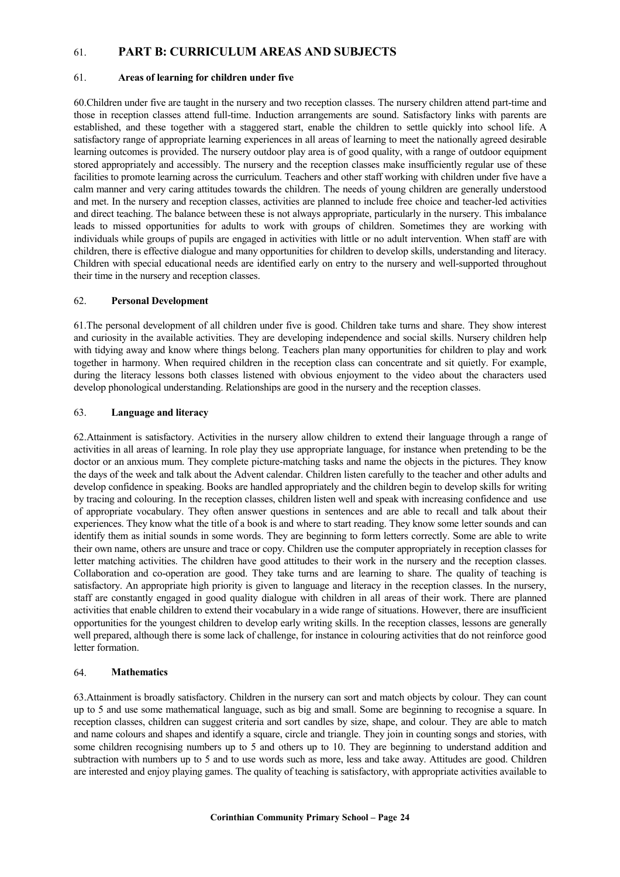# 61. PART B: CURRICULUM AREAS AND SUBJECTS

## 61. Areas of learning for children under five

60.Children under five are taught in the nursery and two reception classes. The nursery children attend part-time and those in reception classes attend full-time. Induction arrangements are sound. Satisfactory links with parents are established, and these together with a staggered start, enable the children to settle quickly into school life. A satisfactory range of appropriate learning experiences in all areas of learning to meet the nationally agreed desirable learning outcomes is provided. The nursery outdoor play area is of good quality, with a range of outdoor equipment stored appropriately and accessibly. The nursery and the reception classes make insufficiently regular use of these facilities to promote learning across the curriculum. Teachers and other staff working with children under five have a calm manner and very caring attitudes towards the children. The needs of young children are generally understood and met. In the nursery and reception classes, activities are planned to include free choice and teacher-led activities and direct teaching. The balance between these is not always appropriate, particularly in the nursery. This imbalance leads to missed opportunities for adults to work with groups of children. Sometimes they are working with individuals while groups of pupils are engaged in activities with little or no adult intervention. When staff are with children, there is effective dialogue and many opportunities for children to develop skills, understanding and literacy. Children with special educational needs are identified early on entry to the nursery and well-supported throughout their time in the nursery and reception classes.

## 62. Personal Development

61.The personal development of all children under five is good. Children take turns and share. They show interest and curiosity in the available activities. They are developing independence and social skills. Nursery children help with tidying away and know where things belong. Teachers plan many opportunities for children to play and work together in harmony. When required children in the reception class can concentrate and sit quietly. For example, during the literacy lessons both classes listened with obvious enjoyment to the video about the characters used develop phonological understanding. Relationships are good in the nursery and the reception classes.

## 63. Language and literacy

62.Attainment is satisfactory. Activities in the nursery allow children to extend their language through a range of activities in all areas of learning. In role play they use appropriate language, for instance when pretending to be the doctor or an anxious mum. They complete picture-matching tasks and name the objects in the pictures. They know the days of the week and talk about the Advent calendar. Children listen carefully to the teacher and other adults and develop confidence in speaking. Books are handled appropriately and the children begin to develop skills for writing by tracing and colouring. In the reception classes, children listen well and speak with increasing confidence and use of appropriate vocabulary. They often answer questions in sentences and are able to recall and talk about their experiences. They know what the title of a book is and where to start reading. They know some letter sounds and can identify them as initial sounds in some words. They are beginning to form letters correctly. Some are able to write their own name, others are unsure and trace or copy. Children use the computer appropriately in reception classes for letter matching activities. The children have good attitudes to their work in the nursery and the reception classes. Collaboration and co-operation are good. They take turns and are learning to share. The quality of teaching is satisfactory. An appropriate high priority is given to language and literacy in the reception classes. In the nursery, staff are constantly engaged in good quality dialogue with children in all areas of their work. There are planned activities that enable children to extend their vocabulary in a wide range of situations. However, there are insufficient opportunities for the youngest children to develop early writing skills. In the reception classes, lessons are generally well prepared, although there is some lack of challenge, for instance in colouring activities that do not reinforce good letter formation.

## 64. Mathematics

63.Attainment is broadly satisfactory. Children in the nursery can sort and match objects by colour. They can count up to 5 and use some mathematical language, such as big and small. Some are beginning to recognise a square. In reception classes, children can suggest criteria and sort candles by size, shape, and colour. They are able to match and name colours and shapes and identify a square, circle and triangle. They join in counting songs and stories, with some children recognising numbers up to 5 and others up to 10. They are beginning to understand addition and subtraction with numbers up to 5 and to use words such as more, less and take away. Attitudes are good. Children are interested and enjoy playing games. The quality of teaching is satisfactory, with appropriate activities available to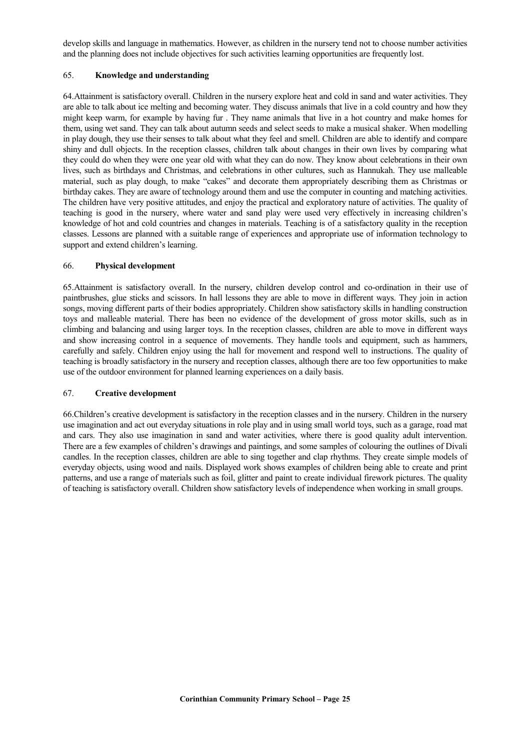develop skills and language in mathematics. However, as children in the nursery tend not to choose number activities and the planning does not include objectives for such activities learning opportunities are frequently lost.

### 65. **Knowledge and understanding**

64.Attainment is satisfactory overall. Children in the nursery explore heat and cold in sand and water activities. They are able to talk about ice melting and becoming water. They discuss animals that live in a cold country and how they might keep warm, for example by having fur . They name animals that live in a hot country and make homes for them, using wet sand. They can talk about autumn seeds and select seeds to make a musical shaker. When modelling in play dough, they use their senses to talk about what they feel and smell. Children are able to identify and compare shiny and dull objects. In the reception classes, children talk about changes in their own lives by comparing what they could do when they were one year old with what they can do now. They know about celebrations in their own lives, such as birthdays and Christmas, and celebrations in other cultures, such as Hannukah. They use malleable material, such as play dough, to make "cakes" and decorate them appropriately describing them as Christmas or birthday cakes. They are aware of technology around them and use the computer in counting and matching activities. The children have very positive attitudes, and enjoy the practical and exploratory nature of activities. The quality of teaching is good in the nursery, where water and sand play were used very effectively in increasing children's knowledge of hot and cold countries and changes in materials. Teaching is of a satisfactory quality in the reception classes. Lessons are planned with a suitable range of experiences and appropriate use of information technology to support and extend children's learning.

### 66. **Physical development**

65.Attainment is satisfactory overall. In the nursery, children develop control and co-ordination in their use of paintbrushes, glue sticks and scissors. In hall lessons they are able to move in different ways. They join in action songs, moving different parts of their bodies appropriately. Children show satisfactory skills in handling construction toys and malleable material. There has been no evidence of the development of gross motor skills, such as in climbing and balancing and using larger toys. In the reception classes, children are able to move in different ways and show increasing control in a sequence of movements. They handle tools and equipment, such as hammers, carefully and safely. Children enjoy using the hall for movement and respond well to instructions. The quality of teaching is broadly satisfactory in the nursery and reception classes, although there are too few opportunities to make use of the outdoor environment for planned learning experiences on a daily basis.

### 67. **Creative development**

66.Children's creative development is satisfactory in the reception classes and in the nursery. Children in the nursery use imagination and act out everyday situations in role play and in using small world toys, such as a garage, road mat and cars. They also use imagination in sand and water activities, where there is good quality adult intervention. There are a few examples of children's drawings and paintings, and some samples of colouring the outlines of Divali candles. In the reception classes, children are able to sing together and clap rhythms. They create simple models of everyday objects, using wood and nails. Displayed work shows examples of children being able to create and print patterns, and use a range of materials such as foil, glitter and paint to create individual firework pictures. The quality of teaching is satisfactory overall. Children show satisfactory levels of independence when working in small groups.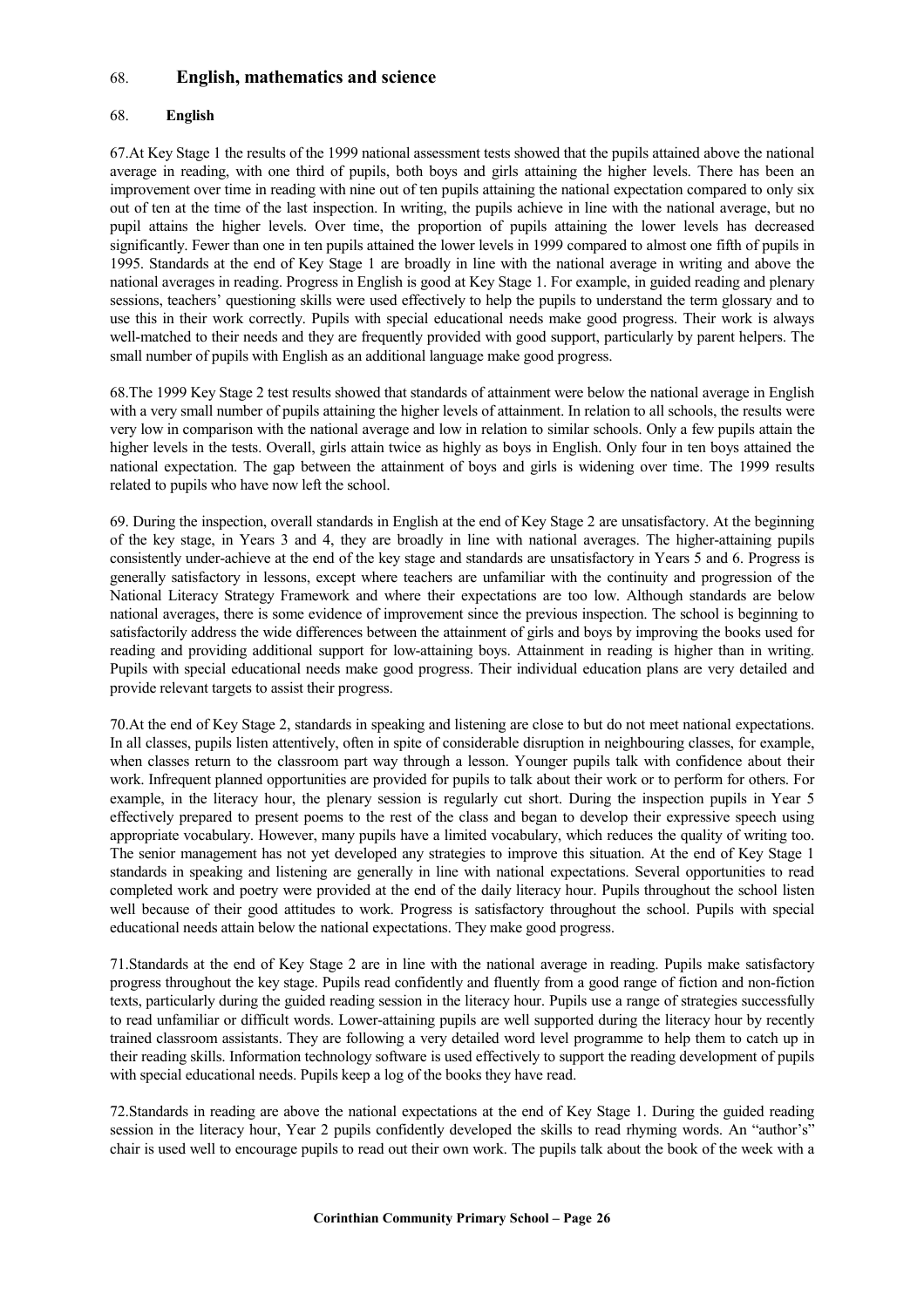## 68. English, mathematics and science

### 68. English

67.At Key Stage 1 the results of the 1999 national assessment tests showed that the pupils attained above the national average in reading, with one third of pupils, both boys and girls attaining the higher levels. There has been an improvement over time in reading with nine out of ten pupils attaining the national expectation compared to only six out of ten at the time of the last inspection. In writing, the pupils achieve in line with the national average, but no pupil attains the higher levels. Over time, the proportion of pupils attaining the lower levels has decreased significantly. Fewer than one in ten pupils attained the lower levels in 1999 compared to almost one fifth of pupils in 1995. Standards at the end of Key Stage 1 are broadly in line with the national average in writing and above the national averages in reading. Progress in English is good at Key Stage 1. For example, in guided reading and plenary sessions, teachers' questioning skills were used effectively to help the pupils to understand the term glossary and to use this in their work correctly. Pupils with special educational needs make good progress. Their work is always well-matched to their needs and they are frequently provided with good support, particularly by parent helpers. The small number of pupils with English as an additional language make good progress.

68.The 1999 Key Stage 2 test results showed that standards of attainment were below the national average in English with a very small number of pupils attaining the higher levels of attainment. In relation to all schools, the results were very low in comparison with the national average and low in relation to similar schools. Only a few pupils attain the higher levels in the tests. Overall, girls attain twice as highly as boys in English. Only four in ten boys attained the national expectation. The gap between the attainment of boys and girls is widening over time. The 1999 results related to pupils who have now left the school.

69. During the inspection, overall standards in English at the end of Key Stage 2 are unsatisfactory. At the beginning of the key stage, in Years 3 and 4, they are broadly in line with national averages. The higher-attaining pupils consistently under-achieve at the end of the key stage and standards are unsatisfactory in Years 5 and 6. Progress is generally satisfactory in lessons, except where teachers are unfamiliar with the continuity and progression of the National Literacy Strategy Framework and where their expectations are too low. Although standards are below national averages, there is some evidence of improvement since the previous inspection. The school is beginning to satisfactorily address the wide differences between the attainment of girls and boys by improving the books used for reading and providing additional support for low-attaining boys. Attainment in reading is higher than in writing. Pupils with special educational needs make good progress. Their individual education plans are very detailed and provide relevant targets to assist their progress.

70.At the end of Key Stage 2, standards in speaking and listening are close to but do not meet national expectations. In all classes, pupils listen attentively, often in spite of considerable disruption in neighbouring classes, for example, when classes return to the classroom part way through a lesson. Younger pupils talk with confidence about their work. Infrequent planned opportunities are provided for pupils to talk about their work or to perform for others. For example, in the literacy hour, the plenary session is regularly cut short. During the inspection pupils in Year 5 effectively prepared to present poems to the rest of the class and began to develop their expressive speech using appropriate vocabulary. However, many pupils have a limited vocabulary, which reduces the quality of writing too. The senior management has not yet developed any strategies to improve this situation. At the end of Key Stage 1 standards in speaking and listening are generally in line with national expectations. Several opportunities to read completed work and poetry were provided at the end of the daily literacy hour. Pupils throughout the school listen well because of their good attitudes to work. Progress is satisfactory throughout the school. Pupils with special educational needs attain below the national expectations. They make good progress.

71.Standards at the end of Key Stage 2 are in line with the national average in reading. Pupils make satisfactory progress throughout the key stage. Pupils read confidently and fluently from a good range of fiction and non-fiction texts, particularly during the guided reading session in the literacy hour. Pupils use a range of strategies successfully to read unfamiliar or difficult words. Lower-attaining pupils are well supported during the literacy hour by recently trained classroom assistants. They are following a very detailed word level programme to help them to catch up in their reading skills. Information technology software is used effectively to support the reading development of pupils with special educational needs. Pupils keep a log of the books they have read.

72.Standards in reading are above the national expectations at the end of Key Stage 1. During the guided reading session in the literacy hour, Year 2 pupils confidently developed the skills to read rhyming words. An "author's" chair is used well to encourage pupils to read out their own work. The pupils talk about the book of the week with a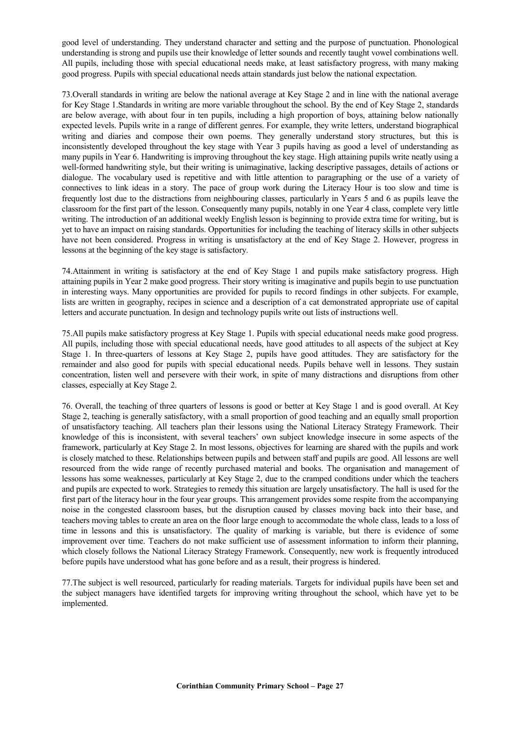good level of understanding. They understand character and setting and the purpose of punctuation. Phonological understanding is strong and pupils use their knowledge of letter sounds and recently taught vowel combinations well. All pupils, including those with special educational needs make, at least satisfactory progress, with many making good progress. Pupils with special educational needs attain standards just below the national expectation.

73.Overall standards in writing are below the national average at Key Stage 2 and in line with the national average for Key Stage 1.Standards in writing are more variable throughout the school. By the end of Key Stage 2, standards are below average, with about four in ten pupils, including a high proportion of boys, attaining below nationally expected levels. Pupils write in a range of different genres. For example, they write letters, understand biographical writing and diaries and compose their own poems. They generally understand story structures, but this is inconsistently developed throughout the key stage with Year 3 pupils having as good a level of understanding as many pupils in Year 6. Handwriting is improving throughout the key stage. High attaining pupils write neatly using a well-formed handwriting style, but their writing is unimaginative, lacking descriptive passages, details of actions or dialogue. The vocabulary used is repetitive and with little attention to paragraphing or the use of a variety of connectives to link ideas in a story. The pace of group work during the Literacy Hour is too slow and time is frequently lost due to the distractions from neighbouring classes, particularly in Years 5 and 6 as pupils leave the classroom for the first part of the lesson. Consequently many pupils, notably in one Year 4 class, complete very little writing. The introduction of an additional weekly English lesson is beginning to provide extra time for writing, but is yet to have an impact on raising standards. Opportunities for including the teaching of literacy skills in other subjects have not been considered. Progress in writing is unsatisfactory at the end of Key Stage 2. However, progress in lessons at the beginning of the key stage is satisfactory.

74.Attainment in writing is satisfactory at the end of Key Stage 1 and pupils make satisfactory progress. High attaining pupils in Year 2 make good progress. Their story writing is imaginative and pupils begin to use punctuation in interesting ways. Many opportunities are provided for pupils to record findings in other subjects. For example, lists are written in geography, recipes in science and a description of a cat demonstrated appropriate use of capital letters and accurate punctuation. In design and technology pupils write out lists of instructions well.

75.All pupils make satisfactory progress at Key Stage 1. Pupils with special educational needs make good progress. All pupils, including those with special educational needs, have good attitudes to all aspects of the subject at Key Stage 1. In three-quarters of lessons at Key Stage 2, pupils have good attitudes. They are satisfactory for the remainder and also good for pupils with special educational needs. Pupils behave well in lessons. They sustain concentration, listen well and persevere with their work, in spite of many distractions and disruptions from other classes, especially at Key Stage 2.

76. Overall, the teaching of three quarters of lessons is good or better at Key Stage 1 and is good overall. At Key Stage 2, teaching is generally satisfactory, with a small proportion of good teaching and an equally small proportion of unsatisfactory teaching. All teachers plan their lessons using the National Literacy Strategy Framework. Their knowledge of this is inconsistent, with several teachers' own subject knowledge insecure in some aspects of the framework, particularly at Key Stage 2. In most lessons, objectives for learning are shared with the pupils and work is closely matched to these. Relationships between pupils and between staff and pupils are good. All lessons are well resourced from the wide range of recently purchased material and books. The organisation and management of lessons has some weaknesses, particularly at Key Stage 2, due to the cramped conditions under which the teachers and pupils are expected to work. Strategies to remedy this situation are largely unsatisfactory. The hall is used for the first part of the literacy hour in the four year groups. This arrangement provides some respite from the accompanying noise in the congested classroom bases, but the disruption caused by classes moving back into their base, and teachers moving tables to create an area on the floor large enough to accommodate the whole class, leads to a loss of time in lessons and this is unsatisfactory. The quality of marking is variable, but there is evidence of some improvement over time. Teachers do not make sufficient use of assessment information to inform their planning, which closely follows the National Literacy Strategy Framework. Consequently, new work is frequently introduced before pupils have understood what has gone before and as a result, their progress is hindered.

77.The subject is well resourced, particularly for reading materials. Targets for individual pupils have been set and the subject managers have identified targets for improving writing throughout the school, which have yet to be implemented.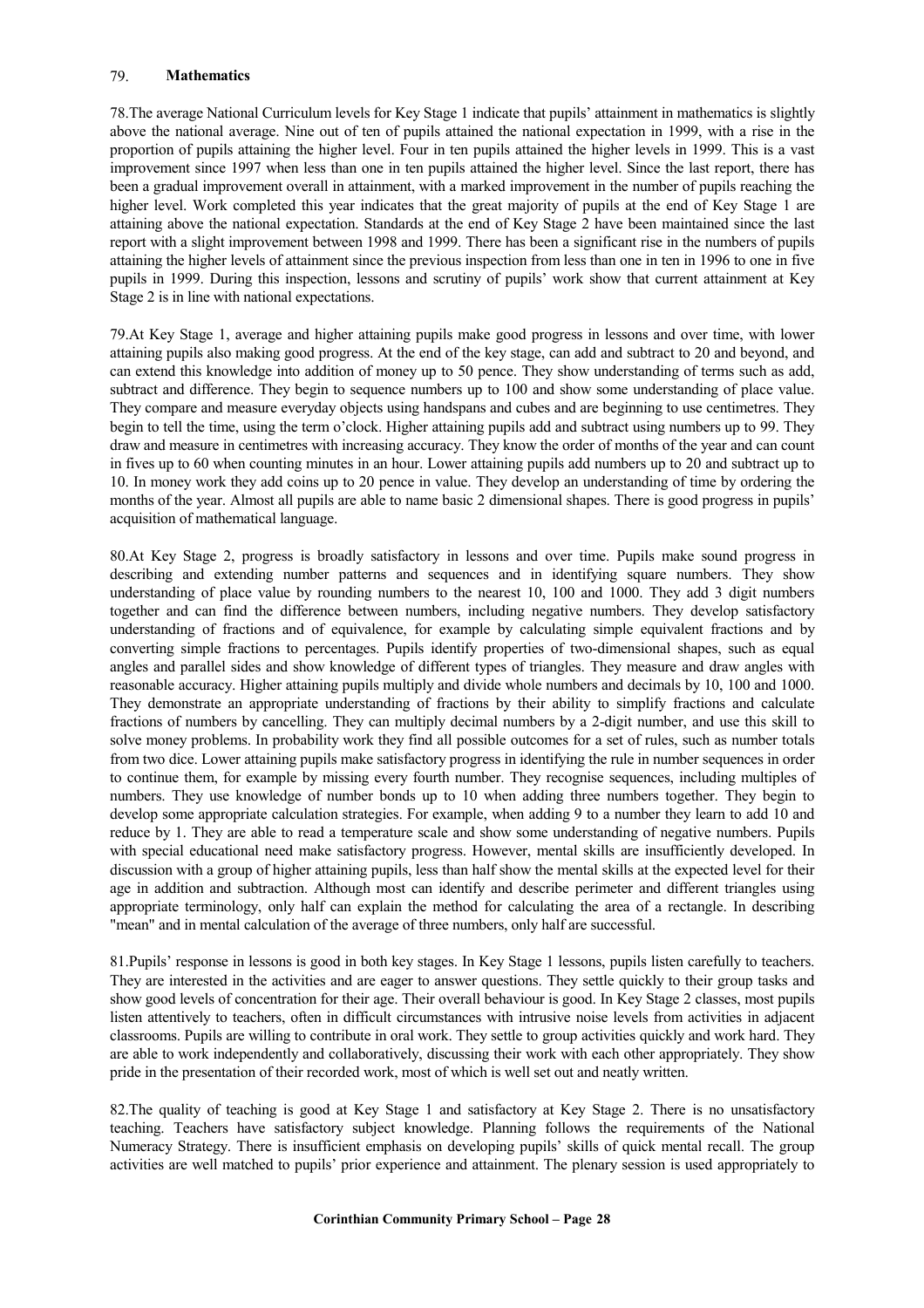## 79. Mathematics

78.The average National Curriculum levels for Key Stage 1 indicate that pupils' attainment in mathematics is slightly above the national average. Nine out of ten of pupils attained the national expectation in 1999, with a rise in the proportion of pupils attaining the higher level. Four in ten pupils attained the higher levels in 1999. This is a vast improvement since 1997 when less than one in ten pupils attained the higher level. Since the last report, there has been a gradual improvement overall in attainment, with a marked improvement in the number of pupils reaching the higher level. Work completed this year indicates that the great majority of pupils at the end of Key Stage 1 are attaining above the national expectation. Standards at the end of Key Stage 2 have been maintained since the last report with a slight improvement between 1998 and 1999. There has been a significant rise in the numbers of pupils attaining the higher levels of attainment since the previous inspection from less than one in ten in 1996 to one in five pupils in 1999. During this inspection, lessons and scrutiny of pupils' work show that current attainment at Key Stage 2 is in line with national expectations.

79.At Key Stage 1, average and higher attaining pupils make good progress in lessons and over time, with lower attaining pupils also making good progress. At the end of the key stage, can add and subtract to 20 and beyond, and can extend this knowledge into addition of money up to 50 pence. They show understanding of terms such as add, subtract and difference. They begin to sequence numbers up to 100 and show some understanding of place value. They compare and measure everyday objects using handspans and cubes and are beginning to use centimetres. They begin to tell the time, using the term o'clock. Higher attaining pupils add and subtract using numbers up to 99. They draw and measure in centimetres with increasing accuracy. They know the order of months of the year and can count in fives up to 60 when counting minutes in an hour. Lower attaining pupils add numbers up to 20 and subtract up to 10. In money work they add coins up to 20 pence in value. They develop an understanding of time by ordering the months of the year. Almost all pupils are able to name basic 2 dimensional shapes. There is good progress in pupils' acquisition of mathematical language.

80.At Key Stage 2, progress is broadly satisfactory in lessons and over time. Pupils make sound progress in describing and extending number patterns and sequences and in identifying square numbers. They show understanding of place value by rounding numbers to the nearest 10, 100 and 1000. They add 3 digit numbers together and can find the difference between numbers, including negative numbers. They develop satisfactory understanding of fractions and of equivalence, for example by calculating simple equivalent fractions and by converting simple fractions to percentages. Pupils identify properties of two-dimensional shapes, such as equal angles and parallel sides and show knowledge of different types of triangles. They measure and draw angles with reasonable accuracy. Higher attaining pupils multiply and divide whole numbers and decimals by 10, 100 and 1000. They demonstrate an appropriate understanding of fractions by their ability to simplify fractions and calculate fractions of numbers by cancelling. They can multiply decimal numbers by a 2-digit number, and use this skill to solve money problems. In probability work they find all possible outcomes for a set of rules, such as number totals from two dice. Lower attaining pupils make satisfactory progress in identifying the rule in number sequences in order to continue them, for example by missing every fourth number. They recognise sequences, including multiples of numbers. They use knowledge of number bonds up to 10 when adding three numbers together. They begin to develop some appropriate calculation strategies. For example, when adding 9 to a number they learn to add 10 and reduce by 1. They are able to read a temperature scale and show some understanding of negative numbers. Pupils with special educational need make satisfactory progress. However, mental skills are insufficiently developed. In discussion with a group of higher attaining pupils, less than half show the mental skills at the expected level for their age in addition and subtraction. Although most can identify and describe perimeter and different triangles using appropriate terminology, only half can explain the method for calculating the area of a rectangle. In describing "mean" and in mental calculation of the average of three numbers, only half are successful.

81.Pupils' response in lessons is good in both key stages. In Key Stage 1 lessons, pupils listen carefully to teachers. They are interested in the activities and are eager to answer questions. They settle quickly to their group tasks and show good levels of concentration for their age. Their overall behaviour is good. In Key Stage 2 classes, most pupils listen attentively to teachers, often in difficult circumstances with intrusive noise levels from activities in adjacent classrooms. Pupils are willing to contribute in oral work. They settle to group activities quickly and work hard. They are able to work independently and collaboratively, discussing their work with each other appropriately. They show pride in the presentation of their recorded work, most of which is well set out and neatly written.

82.The quality of teaching is good at Key Stage 1 and satisfactory at Key Stage 2. There is no unsatisfactory teaching. Teachers have satisfactory subject knowledge. Planning follows the requirements of the National Numeracy Strategy. There is insufficient emphasis on developing pupils' skills of quick mental recall. The group activities are well matched to pupils' prior experience and attainment. The plenary session is used appropriately to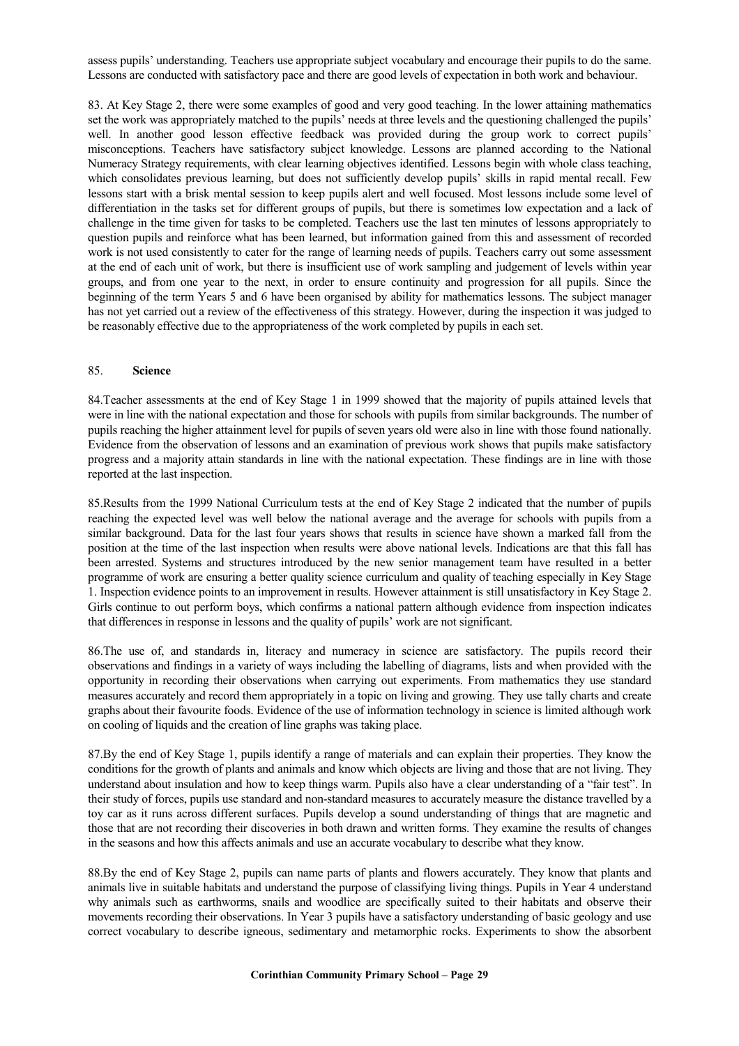assess pupils' understanding. Teachers use appropriate subject vocabulary and encourage their pupils to do the same. Lessons are conducted with satisfactory pace and there are good levels of expectation in both work and behaviour.

83. At Key Stage 2, there were some examples of good and very good teaching. In the lower attaining mathematics set the work was appropriately matched to the pupils' needs at three levels and the questioning challenged the pupils' well. In another good lesson effective feedback was provided during the group work to correct pupils' misconceptions. Teachers have satisfactory subject knowledge. Lessons are planned according to the National Numeracy Strategy requirements, with clear learning objectives identified. Lessons begin with whole class teaching, which consolidates previous learning, but does not sufficiently develop pupils' skills in rapid mental recall. Few lessons start with a brisk mental session to keep pupils alert and well focused. Most lessons include some level of differentiation in the tasks set for different groups of pupils, but there is sometimes low expectation and a lack of challenge in the time given for tasks to be completed. Teachers use the last ten minutes of lessons appropriately to question pupils and reinforce what has been learned, but information gained from this and assessment of recorded work is not used consistently to cater for the range of learning needs of pupils. Teachers carry out some assessment at the end of each unit of work, but there is insufficient use of work sampling and judgement of levels within year groups, and from one year to the next, in order to ensure continuity and progression for all pupils. Since the beginning of the term Years 5 and 6 have been organised by ability for mathematics lessons. The subject manager has not yet carried out a review of the effectiveness of this strategy. However, during the inspection it was judged to be reasonably effective due to the appropriateness of the work completed by pupils in each set.

85. **Science**

84.Teacher assessments at the end of Key Stage 1 in 1999 showed that the majority of pupils attained levels that were in line with the national expectation and those for schools with pupils from similar backgrounds. The number of pupils reaching the higher attainment level for pupils of seven years old were also in line with those found nationally. Evidence from the observation of lessons and an examination of previous work shows that pupils make satisfactory progress and a majority attain standards in line with the national expectation. These findings are in line with those reported at the last inspection.

85.Results from the 1999 National Curriculum tests at the end of Key Stage 2 indicated that the number of pupils reaching the expected level was well below the national average and the average for schools with pupils from a similar background. Data for the last four years shows that results in science have shown a marked fall from the position at the time of the last inspection when results were above national levels. Indications are that this fall has been arrested. Systems and structures introduced by the new senior management team have resulted in a better programme of work are ensuring a better quality science curriculum and quality of teaching especially in Key Stage 1. Inspection evidence points to an improvement in results. However attainment is still unsatisfactory in Key Stage 2. Girls continue to out perform boys, which confirms a national pattern although evidence from inspection indicates that differences in response in lessons and the quality of pupils' work are not significant.

86.The use of, and standards in, literacy and numeracy in science are satisfactory. The pupils record their observations and findings in a variety of ways including the labelling of diagrams, lists and when provided with the opportunity in recording their observations when carrying out experiments. From mathematics they use standard measures accurately and record them appropriately in a topic on living and growing. They use tally charts and create graphs about their favourite foods. Evidence of the use of information technology in science is limited although work on cooling of liquids and the creation of line graphs was taking place.

87.By the end of Key Stage 1, pupils identify a range of materials and can explain their properties. They know the conditions for the growth of plants and animals and know which objects are living and those that are not living. They understand about insulation and how to keep things warm. Pupils also have a clear understanding of a "fair test". In their study of forces, pupils use standard and non-standard measures to accurately measure the distance travelled by a toy car as it runs across different surfaces. Pupils develop a sound understanding of things that are magnetic and those that are not recording their discoveries in both drawn and written forms. They examine the results of changes in the seasons and how this affects animals and use an accurate vocabulary to describe what they know.

88.By the end of Key Stage 2, pupils can name parts of plants and flowers accurately. They know that plants and animals live in suitable habitats and understand the purpose of classifying living things. Pupils in Year 4 understand why animals such as earthworms, snails and woodlice are specifically suited to their habitats and observe their movements recording their observations. In Year 3 pupils have a satisfactory understanding of basic geology and use correct vocabulary to describe igneous, sedimentary and metamorphic rocks. Experiments to show the absorbent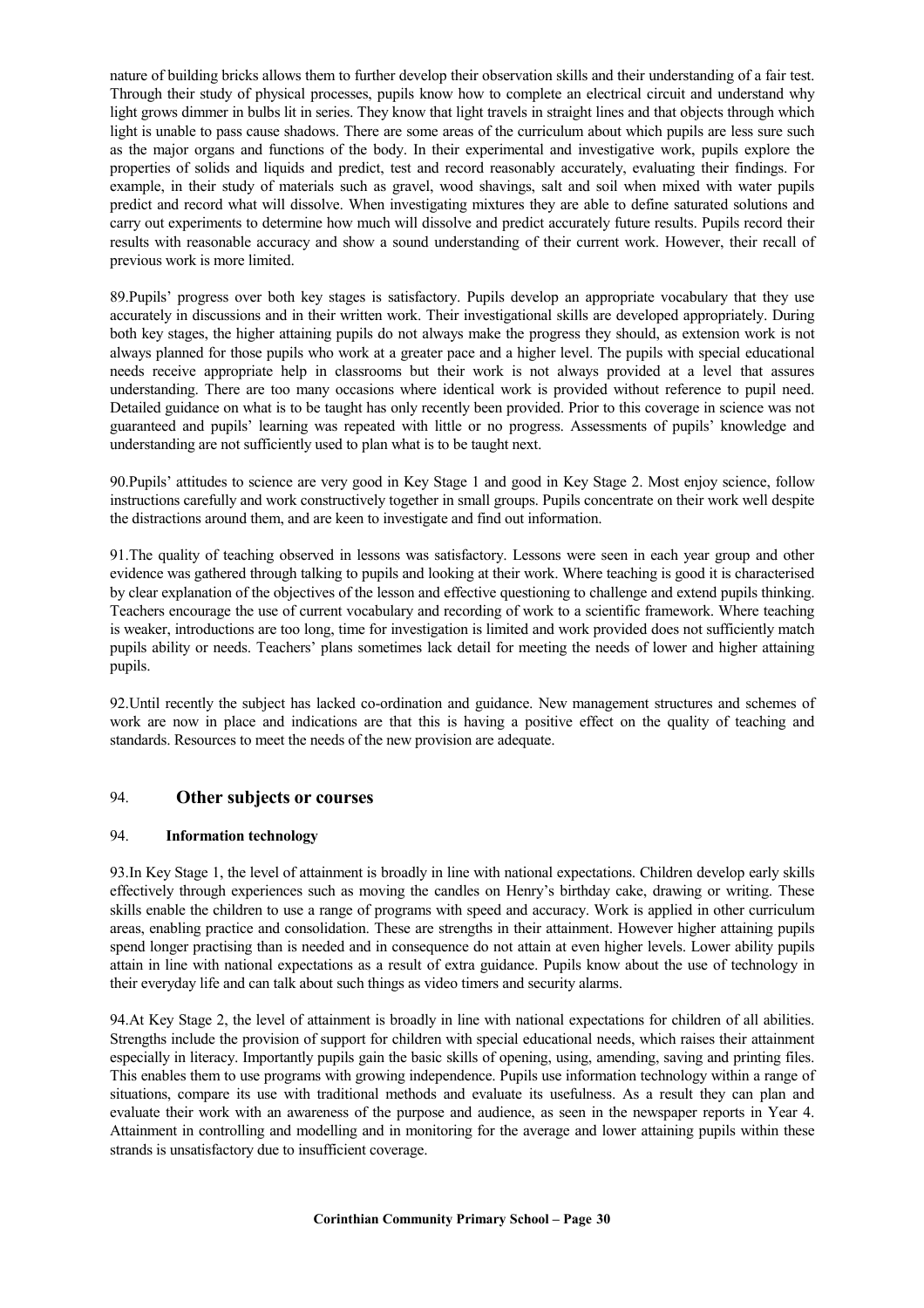nature of building bricks allows them to further develop their observation skills and their understanding of a fair test. Through their study of physical processes, pupils know how to complete an electrical circuit and understand why light grows dimmer in bulbs lit in series. They know that light travels in straight lines and that objects through which light is unable to pass cause shadows. There are some areas of the curriculum about which pupils are less sure such as the major organs and functions of the body. In their experimental and investigative work, pupils explore the properties of solids and liquids and predict, test and record reasonably accurately, evaluating their findings. For example, in their study of materials such as gravel, wood shavings, salt and soil when mixed with water pupils predict and record what will dissolve. When investigating mixtures they are able to define saturated solutions and carry out experiments to determine how much will dissolve and predict accurately future results. Pupils record their results with reasonable accuracy and show a sound understanding of their current work. However, their recall of previous work is more limited.

89.Pupils' progress over both key stages is satisfactory. Pupils develop an appropriate vocabulary that they use accurately in discussions and in their written work. Their investigational skills are developed appropriately. During both key stages, the higher attaining pupils do not always make the progress they should, as extension work is not always planned for those pupils who work at a greater pace and a higher level. The pupils with special educational needs receive appropriate help in classrooms but their work is not always provided at a level that assures understanding. There are too many occasions where identical work is provided without reference to pupil need. Detailed guidance on what is to be taught has only recently been provided. Prior to this coverage in science was not guaranteed and pupils' learning was repeated with little or no progress. Assessments of pupils' knowledge and understanding are not sufficiently used to plan what is to be taught next.

90.Pupils' attitudes to science are very good in Key Stage 1 and good in Key Stage 2. Most enjoy science, follow instructions carefully and work constructively together in small groups. Pupils concentrate on their work well despite the distractions around them, and are keen to investigate and find out information.

91.The quality of teaching observed in lessons was satisfactory. Lessons were seen in each year group and other evidence was gathered through talking to pupils and looking at their work. Where teaching is good it is characterised by clear explanation of the objectives of the lesson and effective questioning to challenge and extend pupils thinking. Teachers encourage the use of current vocabulary and recording of work to a scientific framework. Where teaching is weaker, introductions are too long, time for investigation is limited and work provided does not sufficiently match pupils ability or needs. Teachers' plans sometimes lack detail for meeting the needs of lower and higher attaining pupils.

92.Until recently the subject has lacked co-ordination and guidance. New management structures and schemes of work are now in place and indications are that this is having a positive effect on the quality of teaching and standards. Resources to meet the needs of the new provision are adequate.

## 94. Other subjects or courses

### 94. Information technology

93.In Key Stage 1, the level of attainment is broadly in line with national expectations. Children develop early skills effectively through experiences such as moving the candles on Henry's birthday cake, drawing or writing. These skills enable the children to use a range of programs with speed and accuracy. Work is applied in other curriculum areas, enabling practice and consolidation. These are strengths in their attainment. However higher attaining pupils spend longer practising than is needed and in consequence do not attain at even higher levels. Lower ability pupils attain in line with national expectations as a result of extra guidance. Pupils know about the use of technology in their everyday life and can talk about such things as video timers and security alarms.

94.At Key Stage 2, the level of attainment is broadly in line with national expectations for children of all abilities. Strengths include the provision of support for children with special educational needs, which raises their attainment especially in literacy. Importantly pupils gain the basic skills of opening, using, amending, saving and printing files. This enables them to use programs with growing independence. Pupils use information technology within a range of situations, compare its use with traditional methods and evaluate its usefulness. As a result they can plan and evaluate their work with an awareness of the purpose and audience, as seen in the newspaper reports in Year 4. Attainment in controlling and modelling and in monitoring for the average and lower attaining pupils within these strands is unsatisfactory due to insufficient coverage.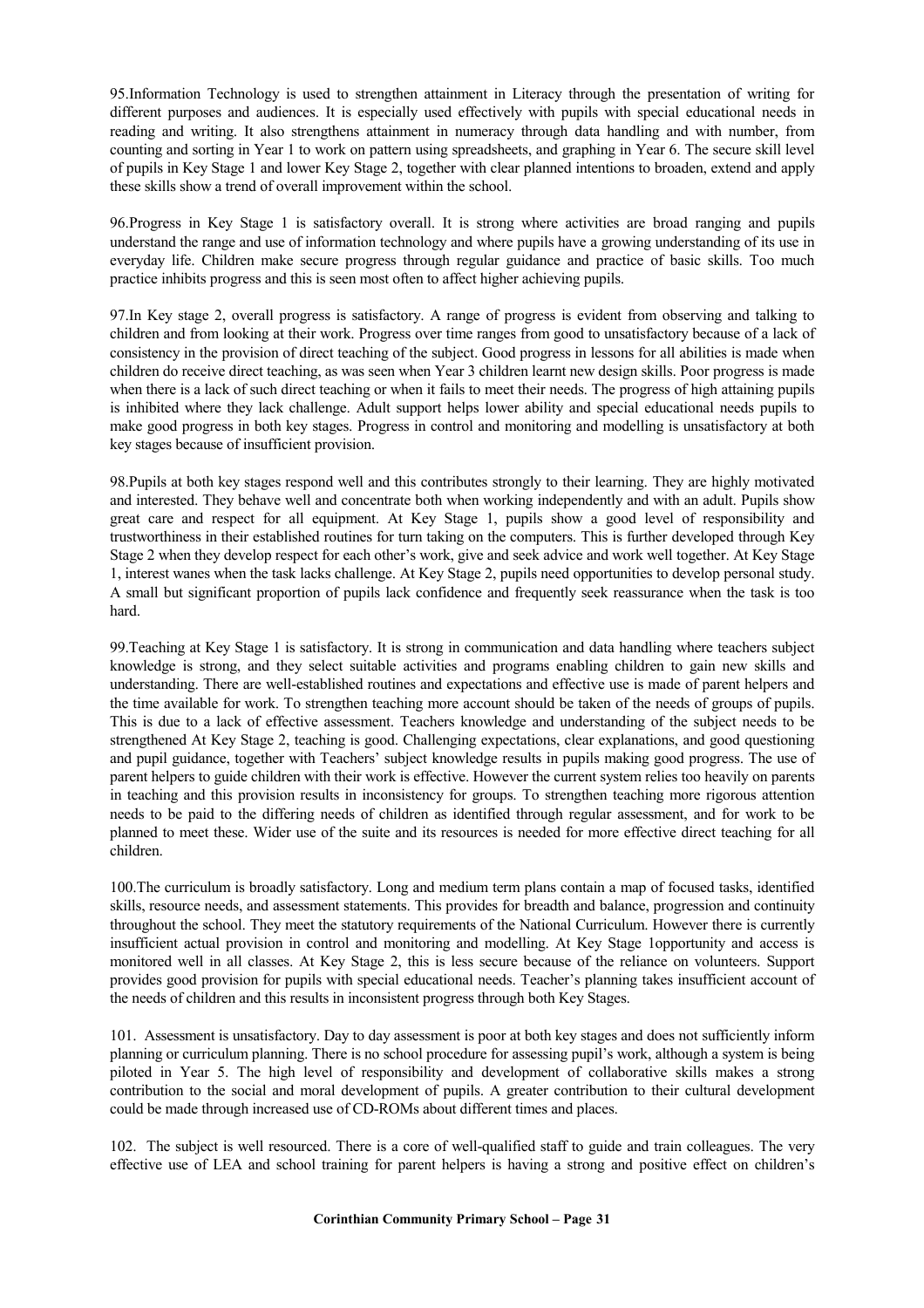95.Information Technology is used to strengthen attainment in Literacy through the presentation of writing for different purposes and audiences. It is especially used effectively with pupils with special educational needs in reading and writing. It also strengthens attainment in numeracy through data handling and with number, from counting and sorting in Year 1 to work on pattern using spreadsheets, and graphing in Year 6. The secure skill level of pupils in Key Stage 1 and lower Key Stage 2, together with clear planned intentions to broaden, extend and apply these skills show a trend of overall improvement within the school.

96.Progress in Key Stage 1 is satisfactory overall. It is strong where activities are broad ranging and pupils understand the range and use of information technology and where pupils have a growing understanding of its use in everyday life. Children make secure progress through regular guidance and practice of basic skills. Too much practice inhibits progress and this is seen most often to affect higher achieving pupils.

97.In Key stage 2, overall progress is satisfactory. A range of progress is evident from observing and talking to children and from looking at their work. Progress over time ranges from good to unsatisfactory because of a lack of consistency in the provision of direct teaching of the subject. Good progress in lessons for all abilities is made when children do receive direct teaching, as was seen when Year 3 children learnt new design skills. Poor progress is made when there is a lack of such direct teaching or when it fails to meet their needs. The progress of high attaining pupils is inhibited where they lack challenge. Adult support helps lower ability and special educational needs pupils to make good progress in both key stages. Progress in control and monitoring and modelling is unsatisfactory at both key stages because of insufficient provision.

98.Pupils at both key stages respond well and this contributes strongly to their learning. They are highly motivated and interested. They behave well and concentrate both when working independently and with an adult. Pupils show great care and respect for all equipment. At Key Stage 1, pupils show a good level of responsibility and trustworthiness in their established routines for turn taking on the computers. This is further developed through Key Stage 2 when they develop respect for each other's work, give and seek advice and work well together. At Key Stage 1, interest wanes when the task lacks challenge. At Key Stage 2, pupils need opportunities to develop personal study. A small but significant proportion of pupils lack confidence and frequently seek reassurance when the task is too hard.

99.Teaching at Key Stage 1 is satisfactory. It is strong in communication and data handling where teachers subject knowledge is strong, and they select suitable activities and programs enabling children to gain new skills and understanding. There are well-established routines and expectations and effective use is made of parent helpers and the time available for work. To strengthen teaching more account should be taken of the needs of groups of pupils. This is due to a lack of effective assessment. Teachers knowledge and understanding of the subject needs to be strengthened At Key Stage 2, teaching is good. Challenging expectations, clear explanations, and good questioning and pupil guidance, together with Teachers' subject knowledge results in pupils making good progress. The use of parent helpers to guide children with their work is effective. However the current system relies too heavily on parents in teaching and this provision results in inconsistency for groups. To strengthen teaching more rigorous attention needs to be paid to the differing needs of children as identified through regular assessment, and for work to be planned to meet these. Wider use of the suite and its resources is needed for more effective direct teaching for all children.

100.The curriculum is broadly satisfactory. Long and medium term plans contain a map of focused tasks, identified skills, resource needs, and assessment statements. This provides for breadth and balance, progression and continuity throughout the school. They meet the statutory requirements of the National Curriculum. However there is currently insufficient actual provision in control and monitoring and modelling. At Key Stage 1opportunity and access is monitored well in all classes. At Key Stage 2, this is less secure because of the reliance on volunteers. Support provides good provision for pupils with special educational needs. Teacher's planning takes insufficient account of the needs of children and this results in inconsistent progress through both Key Stages.

101. Assessment is unsatisfactory. Day to day assessment is poor at both key stages and does not sufficiently inform planning or curriculum planning. There is no school procedure for assessing pupil's work, although a system is being piloted in Year 5. The high level of responsibility and development of collaborative skills makes a strong contribution to the social and moral development of pupils. A greater contribution to their cultural development could be made through increased use of CD-ROMs about different times and places.

102. The subject is well resourced. There is a core of well-qualified staff to guide and train colleagues. The very effective use of LEA and school training for parent helpers is having a strong and positive effect on children's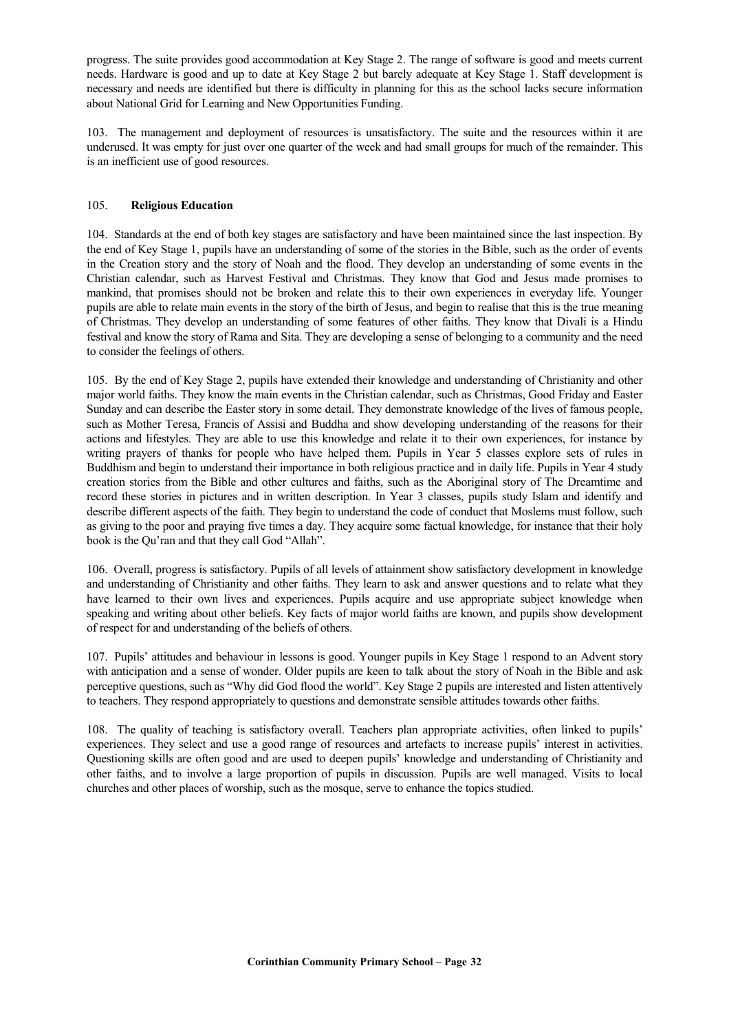progress. The suite provides good accommodation at Key Stage 2. The range of software is good and meets current needs. Hardware is good and up to date at Key Stage 2 but barely adequate at Key Stage 1. Staff development is necessary and needs are identified but there is difficulty in planning for this as the school lacks secure information about National Grid for Learning and New Opportunities Funding.

103. The management and deployment of resources is unsatisfactory. The suite and the resources within it are underused. It was empty for just over one quarter of the week and had small groups for much of the remainder. This is an inefficient use of good resources.

105. **Religious Education**

104. Standards at the end of both key stages are satisfactory and have been maintained since the last inspection. By the end of Key Stage 1, pupils have an understanding of some of the stories in the Bible, such as the order of events in the Creation story and the story of Noah and the flood. They develop an understanding of some events in the Christian calendar, such as Harvest Festival and Christmas. They know that God and Jesus made promises to mankind, that promises should not be broken and relate this to their own experiences in everyday life. Younger pupils are able to relate main events in the story of the birth of Jesus, and begin to realise that this is the true meaning of Christmas. They develop an understanding of some features of other faiths. They know that Divali is a Hindu festival and know the story of Rama and Sita. They are developing a sense of belonging to a community and the need to consider the feelings of others.

105. By the end of Key Stage 2, pupils have extended their knowledge and understanding of Christianity and other major world faiths. They know the main events in the Christian calendar, such as Christmas, Good Friday and Easter Sunday and can describe the Easter story in some detail. They demonstrate knowledge of the lives of famous people, such as Mother Teresa, Francis of Assisi and Buddha and show developing understanding of the reasons for their actions and lifestyles. They are able to use this knowledge and relate it to their own experiences, for instance by writing prayers of thanks for people who have helped them. Pupils in Year 5 classes explore sets of rules in Buddhism and begin to understand their importance in both religious practice and in daily life. Pupils in Year 4 study creation stories from the Bible and other cultures and faiths, such as the Aboriginal story of The Dreamtime and record these stories in pictures and in written description. In Year 3 classes, pupils study Islam and identify and describe different aspects of the faith. They begin to understand the code of conduct that Moslems must follow, such as giving to the poor and praying five times a day. They acquire some factual knowledge, for instance that their holy book is the Qu'ran and that they call God "Allah".

106. Overall, progress is satisfactory. Pupils of all levels of attainment show satisfactory development in knowledge and understanding of Christianity and other faiths. They learn to ask and answer questions and to relate what they have learned to their own lives and experiences. Pupils acquire and use appropriate subject knowledge when speaking and writing about other beliefs. Key facts of major world faiths are known, and pupils show development of respect for and understanding of the beliefs of others.

107. Pupils' attitudes and behaviour in lessons is good. Younger pupils in Key Stage 1 respond to an Advent story with anticipation and a sense of wonder. Older pupils are keen to talk about the story of Noah in the Bible and ask perceptive questions, such as "Why did God flood the world". Key Stage 2 pupils are interested and listen attentively to teachers. They respond appropriately to questions and demonstrate sensible attitudes towards other faiths.

108. The quality of teaching is satisfactory overall. Teachers plan appropriate activities, often linked to pupils' experiences. They select and use a good range of resources and artefacts to increase pupils' interest in activities. Questioning skills are often good and are used to deepen pupils' knowledge and understanding of Christianity and other faiths, and to involve a large proportion of pupils in discussion. Pupils are well managed. Visits to local churches and other places of worship, such as the mosque, serve to enhance the topics studied.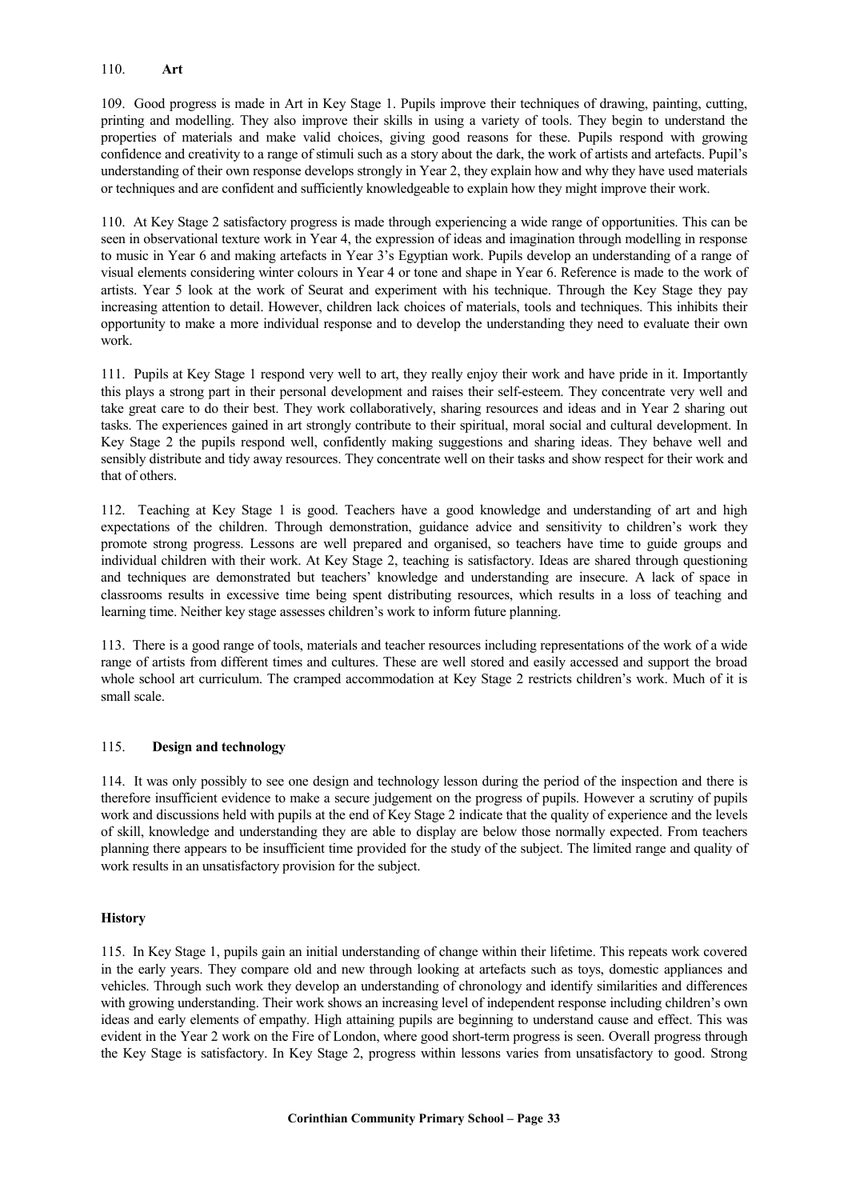## 110. Art

109. Good progress is made in Art in Key Stage 1. Pupils improve their techniques of drawing, painting, cutting, printing and modelling. They also improve their skills in using a variety of tools. They begin to understand the properties of materials and make valid choices, giving good reasons for these. Pupils respond with growing confidence and creativity to a range of stimuli such as a story about the dark, the work of artists and artefacts. Pupil's understanding of their own response develops strongly in Year 2, they explain how and why they have used materials or techniques and are confident and sufficiently knowledgeable to explain how they might improve their work.

110. At Key Stage 2 satisfactory progress is made through experiencing a wide range of opportunities. This can be seen in observational texture work in Year 4, the expression of ideas and imagination through modelling in response to music in Year 6 and making artefacts in Year 3's Egyptian work. Pupils develop an understanding of a range of visual elements considering winter colours in Year 4 or tone and shape in Year 6. Reference is made to the work of artists. Year 5 look at the work of Seurat and experiment with his technique. Through the Key Stage they pay increasing attention to detail. However, children lack choices of materials, tools and techniques. This inhibits their opportunity to make a more individual response and to develop the understanding they need to evaluate their own work.

111. Pupils at Key Stage 1 respond very well to art, they really enjoy their work and have pride in it. Importantly this plays a strong part in their personal development and raises their self-esteem. They concentrate very well and take great care to do their best. They work collaboratively, sharing resources and ideas and in Year 2 sharing out tasks. The experiences gained in art strongly contribute to their spiritual, moral social and cultural development. In Key Stage 2 the pupils respond well, confidently making suggestions and sharing ideas. They behave well and sensibly distribute and tidy away resources. They concentrate well on their tasks and show respect for their work and that of others.

112. Teaching at Key Stage 1 is good. Teachers have a good knowledge and understanding of art and high expectations of the children. Through demonstration, guidance advice and sensitivity to children's work they promote strong progress. Lessons are well prepared and organised, so teachers have time to guide groups and individual children with their work. At Key Stage 2, teaching is satisfactory. Ideas are shared through questioning and techniques are demonstrated but teachers' knowledge and understanding are insecure. A lack of space in classrooms results in excessive time being spent distributing resources, which results in a loss of teaching and learning time. Neither key stage assesses children's work to inform future planning.

113. There is a good range of tools, materials and teacher resources including representations of the work of a wide range of artists from different times and cultures. These are well stored and easily accessed and support the broad whole school art curriculum. The cramped accommodation at Key Stage 2 restricts children's work. Much of it is small scale.

## 115. Design and technology

114. It was only possibly to see one design and technology lesson during the period of the inspection and there is therefore insufficient evidence to make a secure judgement on the progress of pupils. However a scrutiny of pupils work and discussions held with pupils at the end of Key Stage 2 indicate that the quality of experience and the levels of skill, knowledge and understanding they are able to display are below those normally expected. From teachers planning there appears to be insufficient time provided for the study of the subject. The limited range and quality of work results in an unsatisfactory provision for the subject.

## History

115. In Key Stage 1, pupils gain an initial understanding of change within their lifetime. This repeats work covered in the early years. They compare old and new through looking at artefacts such as toys, domestic appliances and vehicles. Through such work they develop an understanding of chronology and identify similarities and differences with growing understanding. Their work shows an increasing level of independent response including children's own ideas and early elements of empathy. High attaining pupils are beginning to understand cause and effect. This was evident in the Year 2 work on the Fire of London, where good short-term progress is seen. Overall progress through the Key Stage is satisfactory. In Key Stage 2, progress within lessons varies from unsatisfactory to good. Strong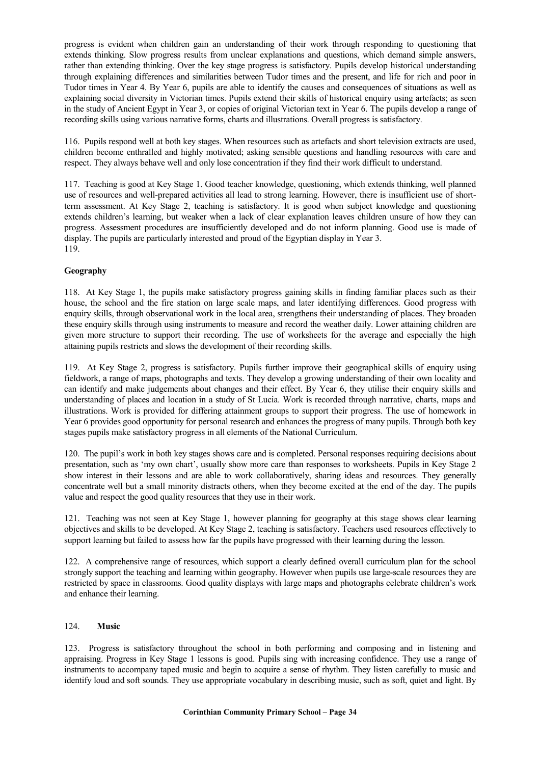progress is evident when children gain an understanding of their work through responding to questioning that extends thinking. Slow progress results from unclear explanations and questions, which demand simple answers, rather than extending thinking. Over the key stage progress is satisfactory. Pupils develop historical understanding through explaining differences and similarities between Tudor times and the present, and life for rich and poor in Tudor times in Year 4. By Year 6, pupils are able to identify the causes and consequences of situations as well as explaining social diversity in Victorian times. Pupils extend their skills of historical enquiry using artefacts; as seen in the study of Ancient Egypt in Year 3, or copies of original Victorian text in Year 6. The pupils develop a range of recording skills using various narrative forms, charts and illustrations. Overall progress is satisfactory.

116. Pupils respond well at both key stages. When resources such as artefacts and short television extracts are used, children become enthralled and highly motivated; asking sensible questions and handling resources with care and respect. They always behave well and only lose concentration if they find their work difficult to understand.

117. Teaching is good at Key Stage 1. Good teacher knowledge, questioning, which extends thinking, well planned use of resources and well-prepared activities all lead to strong learning. However, there is insufficient use of short-term assessment. At Key Stage 2, teaching is satisfactory. It is good when subject knowledge and questioning extends children's learning, but weaker when a lack of clear explanation leaves children unsure of how they can progress. Assessment procedures are insufficiently developed and do not inform planning. Good use is made of display. The pupils are particularly interested and proud of the Egyptian display in Year 3.
119.

**Geography**

118. At Key Stage 1, the pupils make satisfactory progress gaining skills in finding familiar places such as their house, the school and the fire station on large scale maps, and later identifying differences. Good progress with enquiry skills, through observational work in the local area, strengthens their understanding of places. They broaden these enquiry skills through using instruments to measure and record the weather daily. Lower attaining children are given more structure to support their recording. The use of worksheets for the average and especially the high attaining pupils restricts and slows the development of their recording skills.

119. At Key Stage 2, progress is satisfactory. Pupils further improve their geographical skills of enquiry using fieldwork, a range of maps, photographs and texts. They develop a growing understanding of their own locality and can identify and make judgements about changes and their effect. By Year 6, they utilise their enquiry skills and understanding of places and location in a study of St Lucia. Work is recorded through narrative, charts, maps and illustrations. Work is provided for differing attainment groups to support their progress. The use of homework in Year 6 provides good opportunity for personal research and enhances the progress of many pupils. Through both key stages pupils make satisfactory progress in all elements of the National Curriculum.

120. The pupil's work in both key stages shows care and is completed. Personal responses requiring decisions about presentation, such as 'my own chart', usually show more care than responses to worksheets. Pupils in Key Stage 2 show interest in their lessons and are able to work collaboratively, sharing ideas and resources. They generally concentrate well but a small minority distracts others, when they become excited at the end of the day. The pupils value and respect the good quality resources that they use in their work.

121. Teaching was not seen at Key Stage 1, however planning for geography at this stage shows clear learning objectives and skills to be developed. At Key Stage 2, teaching is satisfactory. Teachers used resources effectively to support learning but failed to assess how far the pupils have progressed with their learning during the lesson.

122. A comprehensive range of resources, which support a clearly defined overall curriculum plan for the school strongly support the teaching and learning within geography. However when pupils use large-scale resources they are restricted by space in classrooms. Good quality displays with large maps and photographs celebrate children's work and enhance their learning.

124. **Music**

123. Progress is satisfactory throughout the school in both performing and composing and in listening and appraising. Progress in Key Stage 1 lessons is good. Pupils sing with increasing confidence. They use a range of instruments to accompany taped music and begin to acquire a sense of rhythm. They listen carefully to music and identify loud and soft sounds. They use appropriate vocabulary in describing music, such as soft, quiet and light. By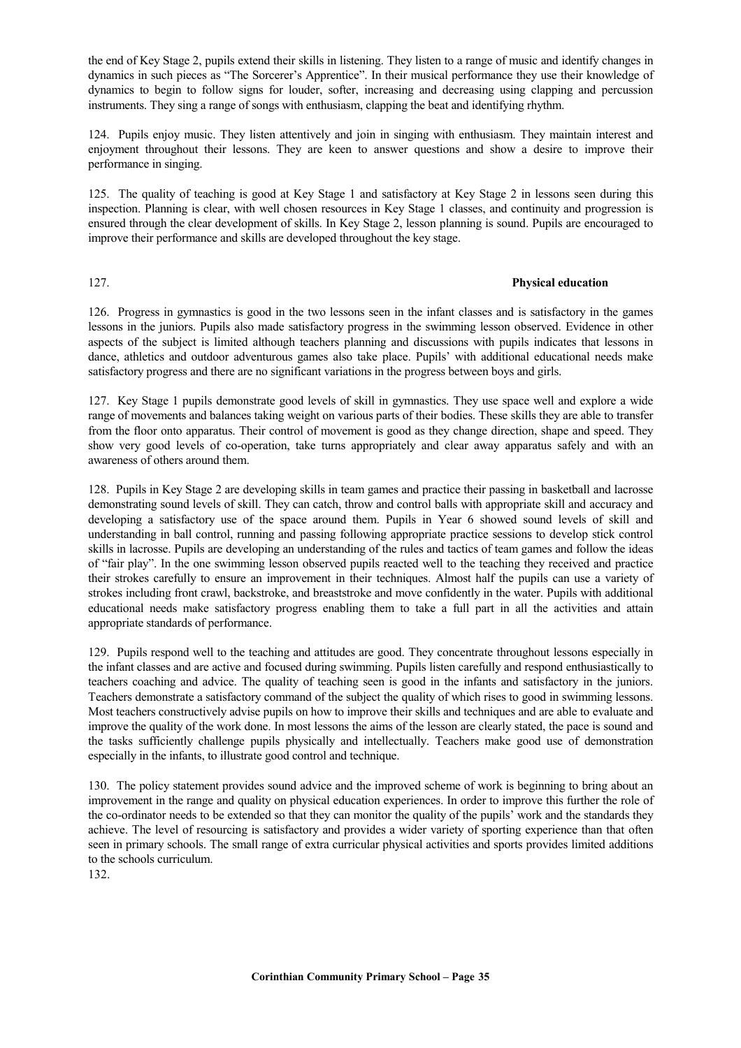the end of Key Stage 2, pupils extend their skills in listening. They listen to a range of music and identify changes in dynamics in such pieces as "The Sorcerer's Apprentice". In their musical performance they use their knowledge of dynamics to begin to follow signs for louder, softer, increasing and decreasing using clapping and percussion instruments. They sing a range of songs with enthusiasm, clapping the beat and identifying rhythm.

124. Pupils enjoy music. They listen attentively and join in singing with enthusiasm. They maintain interest and enjoyment throughout their lessons. They are keen to answer questions and show a desire to improve their performance in singing.

125. The quality of teaching is good at Key Stage 1 and satisfactory at Key Stage 2 in lessons seen during this inspection. Planning is clear, with well chosen resources in Key Stage 1 classes, and continuity and progression is ensured through the clear development of skills. In Key Stage 2, lesson planning is sound. Pupils are encouraged to improve their performance and skills are developed throughout the key stage.

127. **Physical education**

126. Progress in gymnastics is good in the two lessons seen in the infant classes and is satisfactory in the games lessons in the juniors. Pupils also made satisfactory progress in the swimming lesson observed. Evidence in other aspects of the subject is limited although teachers planning and discussions with pupils indicates that lessons in dance, athletics and outdoor adventurous games also take place. Pupils' with additional educational needs make satisfactory progress and there are no significant variations in the progress between boys and girls.

127. Key Stage 1 pupils demonstrate good levels of skill in gymnastics. They use space well and explore a wide range of movements and balances taking weight on various parts of their bodies. These skills they are able to transfer from the floor onto apparatus. Their control of movement is good as they change direction, shape and speed. They show very good levels of co-operation, take turns appropriately and clear away apparatus safely and with an awareness of others around them.

128. Pupils in Key Stage 2 are developing skills in team games and practice their passing in basketball and lacrosse demonstrating sound levels of skill. They can catch, throw and control balls with appropriate skill and accuracy and developing a satisfactory use of the space around them. Pupils in Year 6 showed sound levels of skill and understanding in ball control, running and passing following appropriate practice sessions to develop stick control skills in lacrosse. Pupils are developing an understanding of the rules and tactics of team games and follow the ideas of "fair play". In the one swimming lesson observed pupils reacted well to the teaching they received and practice their strokes carefully to ensure an improvement in their techniques. Almost half the pupils can use a variety of strokes including front crawl, backstroke, and breaststroke and move confidently in the water. Pupils with additional educational needs make satisfactory progress enabling them to take a full part in all the activities and attain appropriate standards of performance.

129. Pupils respond well to the teaching and attitudes are good. They concentrate throughout lessons especially in the infant classes and are active and focused during swimming. Pupils listen carefully and respond enthusiastically to teachers coaching and advice. The quality of teaching seen is good in the infants and satisfactory in the juniors. Teachers demonstrate a satisfactory command of the subject the quality of which rises to good in swimming lessons. Most teachers constructively advise pupils on how to improve their skills and techniques and are able to evaluate and improve the quality of the work done. In most lessons the aims of the lesson are clearly stated, the pace is sound and the tasks sufficiently challenge pupils physically and intellectually. Teachers make good use of demonstration especially in the infants, to illustrate good control and technique.

130. The policy statement provides sound advice and the improved scheme of work is beginning to bring about an improvement in the range and quality on physical education experiences. In order to improve this further the role of the co-ordinator needs to be extended so that they can monitor the quality of the pupils' work and the standards they achieve. The level of resourcing is satisfactory and provides a wider variety of sporting experience than that often seen in primary schools. The small range of extra curricular physical activities and sports provides limited additions to the schools curriculum.

132.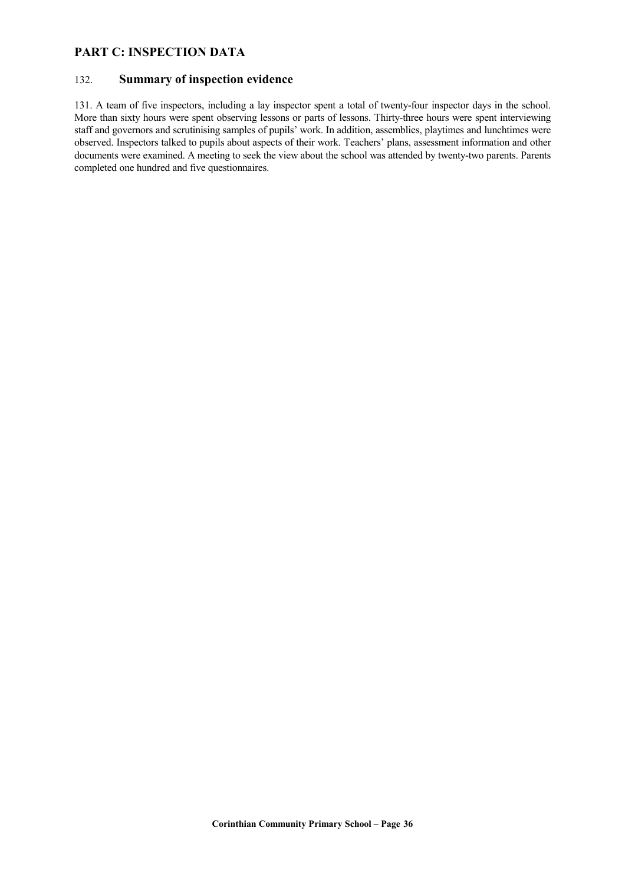## PART C: INSPECTION DATA

### 132. Summary of inspection evidence

131. A team of five inspectors, including a lay inspector spent a total of twenty-four inspector days in the school. More than sixty hours were spent observing lessons or parts of lessons. Thirty-three hours were spent interviewing staff and governors and scrutinising samples of pupils' work. In addition, assemblies, playtimes and lunchtimes were observed. Inspectors talked to pupils about aspects of their work. Teachers' plans, assessment information and other documents were examined. A meeting to seek the view about the school was attended by twenty-two parents. Parents completed one hundred and five questionnaires.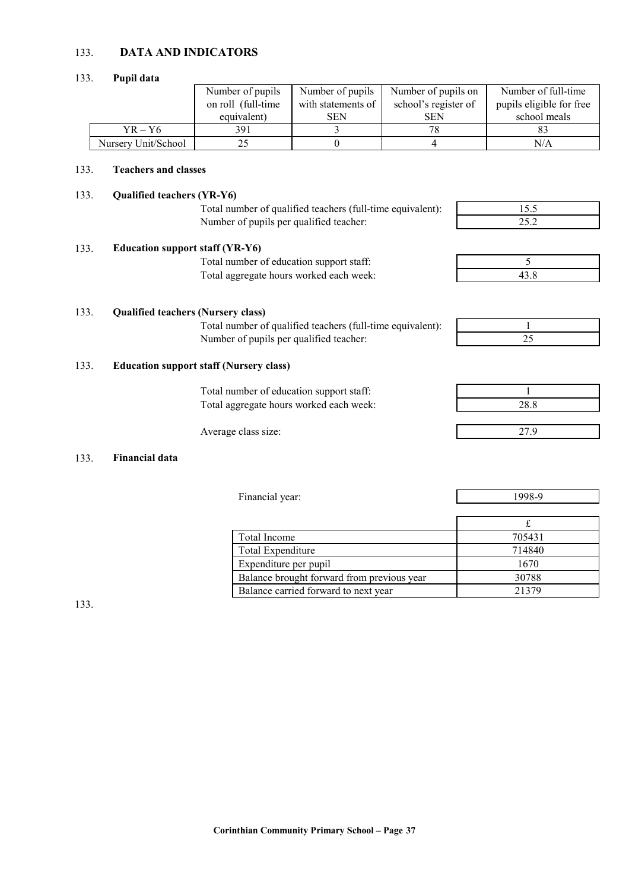133. **DATA AND INDICATORS**

133. **Pupil data**

| | Number of pupils on roll (full-time equivalent) | Number of pupils with statements of SEN | Number of pupils on school's register of SEN | Number of full-time pupils eligible for free school meals |
|---|---|---|---|---|
| YR – Y6 | 391 | 3 | 78 | 83 |
| Nursery Unit/School | 25 | 0 | 4 | N/A |

133. **Teachers and classes**

133. **Qualified teachers (YR-Y6)**

| | |
|---|---|
| Total number of qualified teachers (full-time equivalent): | 15.5 |
| Number of pupils per qualified teacher: | 25.2 |

133. **Education support staff (YR-Y6)**

| | |
|---|---|
| Total number of education support staff: | 5 |
| Total aggregate hours worked each week: | 43.8 |

133. **Qualified teachers (Nursery class)**

| | |
|---|---|
| Total number of qualified teachers (full-time equivalent): | 1 |
| Number of pupils per qualified teacher: | 25 |

133. **Education support staff (Nursery class)**

| | |
|---|---|
| Total number of education support staff: | 1 |
| Total aggregate hours worked each week: | 28.8 |

| | |
|---|---|
| Average class size: | 27.9 |

133. **Financial data**

| | |
|---|---|
| Financial year: | 1998-9 |

| | £ |
|---|---|
| Total Income | 705431 |
| Total Expenditure | 714840 |
| Expenditure per pupil | 1670 |
| Balance brought forward from previous year | 30788 |
| Balance carried forward to next year | 21379 |

133.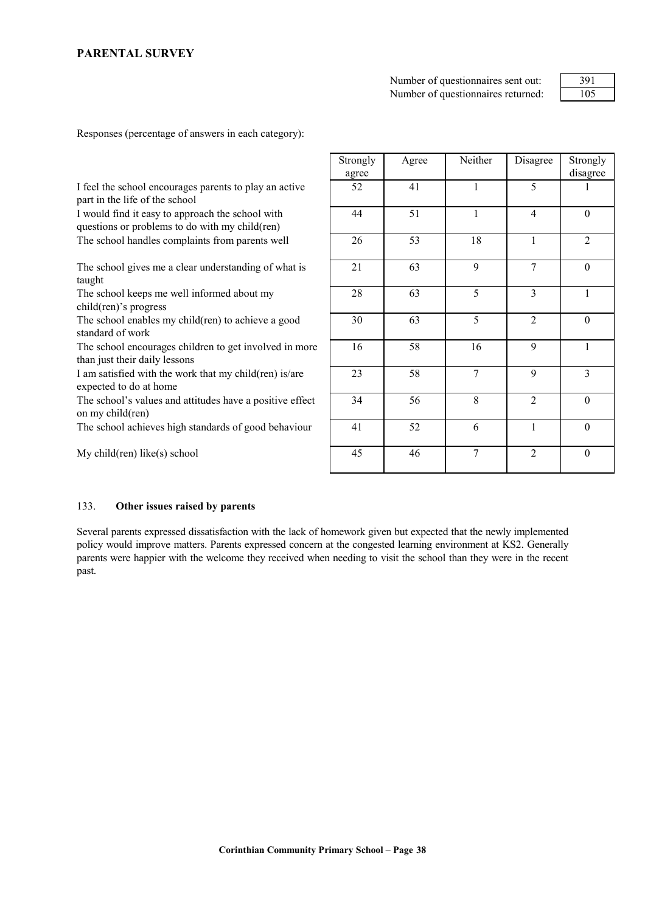## PARENTAL SURVEY

| | |
|---|---|
| Number of questionnaires sent out: | 391 |
| Number of questionnaires returned: | 105 |

Responses (percentage of answers in each category):

| | Strongly agree | Agree | Neither | Disagree | Strongly disagree |
|---|---|---|---|---|---|
| I feel the school encourages parents to play an active part in the life of the school | 52 | 41 | 1 | 5 | 1 |
| I would find it easy to approach the school with questions or problems to do with my child(ren) | 44 | 51 | 1 | 4 | 0 |
| The school handles complaints from parents well | 26 | 53 | 18 | 1 | 2 |
| The school gives me a clear understanding of what is taught | 21 | 63 | 9 | 7 | 0 |
| The school keeps me well informed about my child(ren)'s progress | 28 | 63 | 5 | 3 | 1 |
| The school enables my child(ren) to achieve a good standard of work | 30 | 63 | 5 | 2 | 0 |
| The school encourages children to get involved in more than just their daily lessons | 16 | 58 | 16 | 9 | 1 |
| I am satisfied with the work that my child(ren) is/are expected to do at home | 23 | 58 | 7 | 9 | 3 |
| The school's values and attitudes have a positive effect on my child(ren) | 34 | 56 | 8 | 2 | 0 |
| The school achieves high standards of good behaviour | 41 | 52 | 6 | 1 | 0 |
| My child(ren) like(s) school | 45 | 46 | 7 | 2 | 0 |

133. **Other issues raised by parents**

Several parents expressed dissatisfaction with the lack of homework given but expected that the newly implemented policy would improve matters. Parents expressed concern at the congested learning environment at KS2. Generally parents were happier with the welcome they received when needing to visit the school than they were in the recent past.